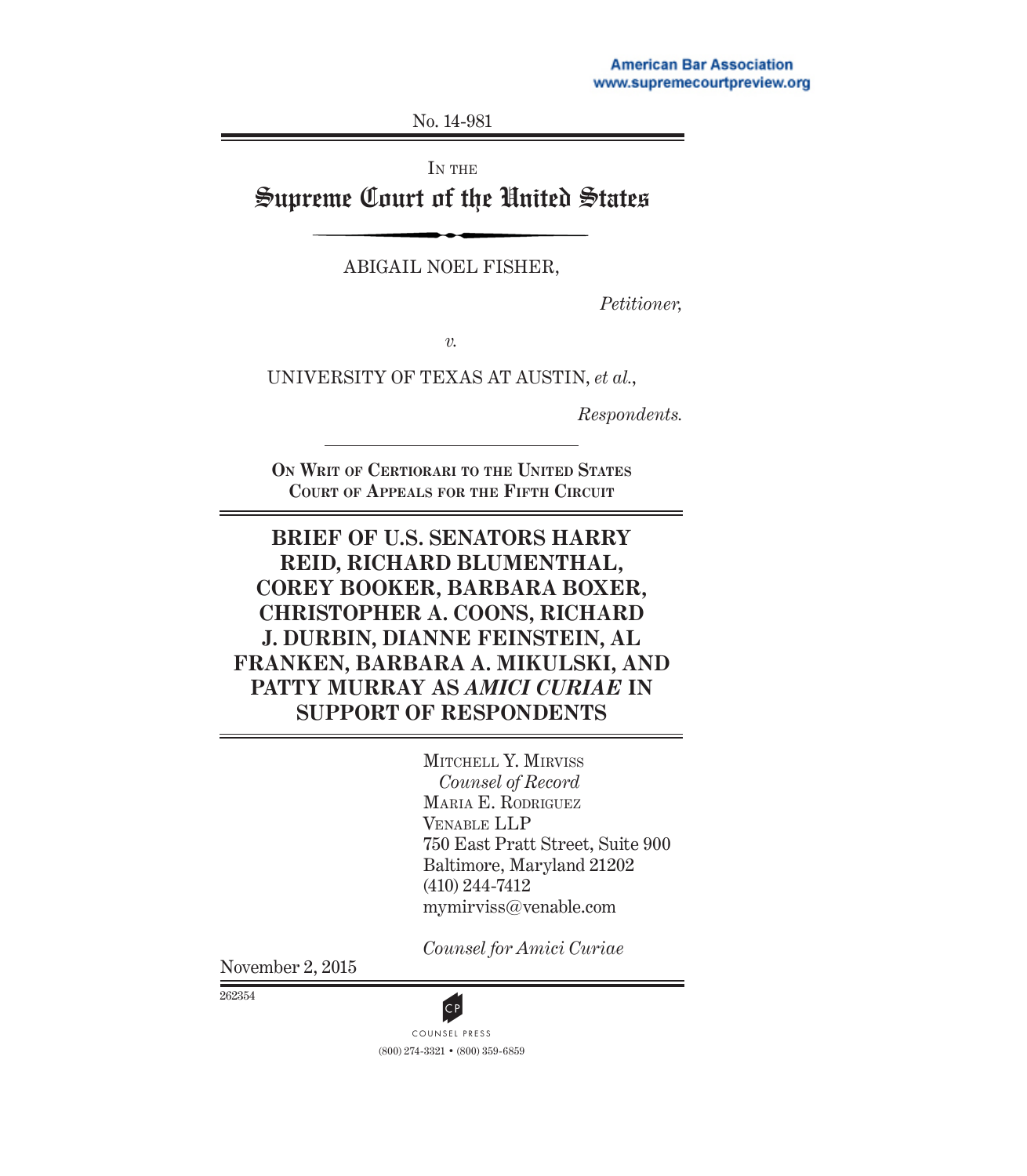American Bar Association
www.supremecourtpreview.org

No. 14-981

IN THE

# Supreme Court of the United States

ABIGAIL NOEL FISHER,

*Petitioner,*

*v.*

UNIVERSITY OF TEXAS AT AUSTIN, *et al.*,

*Respondents.*

ON WRIT OF CERTIORARI TO THE UNITED STATES COURT OF APPEALS FOR THE FIFTH CIRCUIT

## BRIEF OF U.S. SENATORS HARRY REID, RICHARD BLUMENTHAL, COREY BOOKER, BARBARA BOXER, CHRISTOPHER A. COONS, RICHARD J. DURBIN, DIANNE FEINSTEIN, AL FRANKEN, BARBARA A. MIKULSKI, AND PATTY MURRAY AS *AMICI CURIAE* IN SUPPORT OF RESPONDENTS

MITCHELL Y. MIRVISS
*Counsel of Record*
MARIA E. RODRIGUEZ
VENABLE LLP
750 East Pratt Street, Suite 900
Baltimore, Maryland 21202
(410) 244-7412
mymirviss@venable.com

*Counsel for Amici Curiae*

November 2, 2015

262354

COUNSEL PRESS
(800) 274-3321 • (800) 359-6859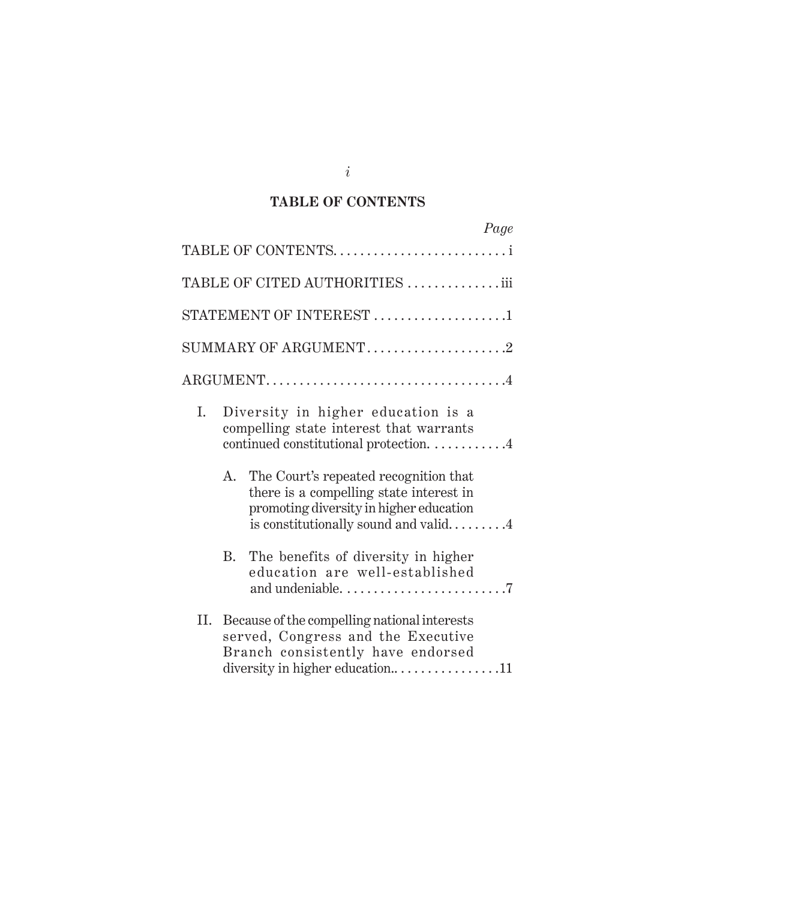## TABLE OF CONTENTS

| | Page |
|---|---|
| TABLE OF CONTENTS | i |
| TABLE OF CITED AUTHORITIES | iii |
| STATEMENT OF INTEREST | 1 |
| SUMMARY OF ARGUMENT | 2 |
| ARGUMENT | 4 |
| I. Diversity in higher education is a compelling state interest that warrants continued constitutional protection. | 4 |
| A. The Court's repeated recognition that there is a compelling state interest in promoting diversity in higher education is constitutionally sound and valid. | 4 |
| B. The benefits of diversity in higher education are well-established and undeniable. | 7 |
| II. Because of the compelling national interests served, Congress and the Executive Branch consistently have endorsed diversity in higher education.. | 11 |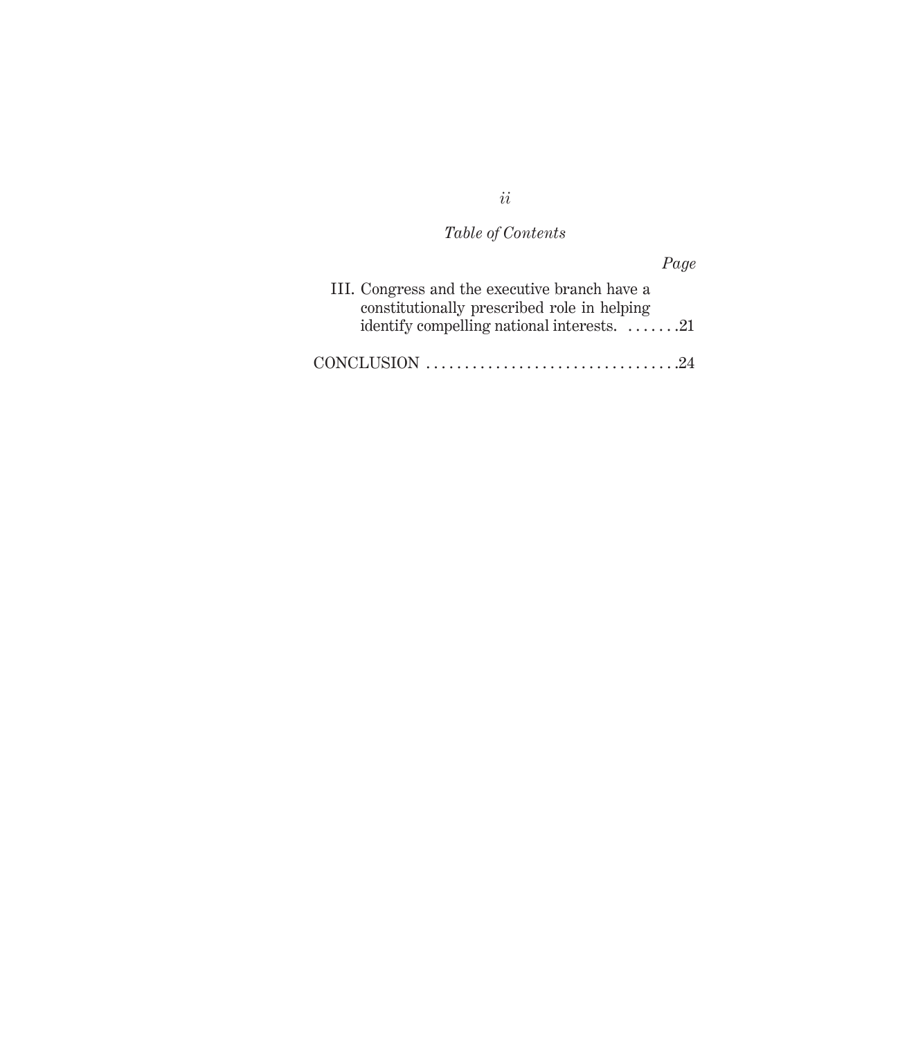*Table of Contents*

*Page*

III. Congress and the executive branch have a constitutionally prescribed role in helping identify compelling national interests. .......21

CONCLUSION .................................24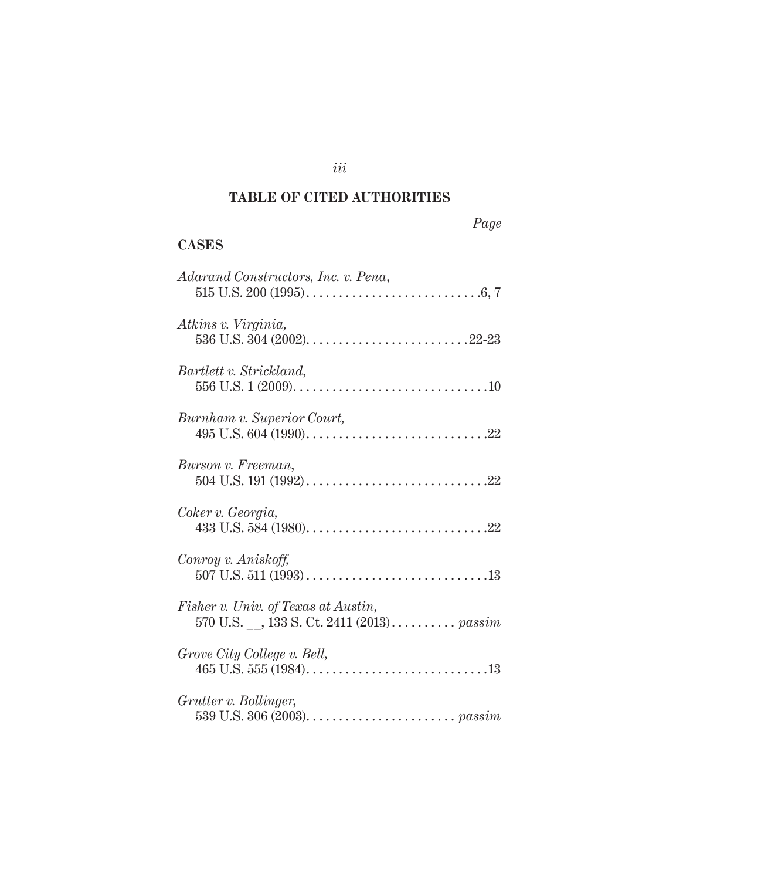## TABLE OF CITED AUTHORITIES

*Page*

### CASES

*Adarand Constructors, Inc. v. Pena*,
515 U.S. 200 (1995) . . . . . . . . . . . . . . . . . . . . . . . . . . . .6, 7

*Atkins v. Virginia*,
536 U.S. 304 (2002). . . . . . . . . . . . . . . . . . . . . . . . . .22-23

*Bartlett v. Strickland*,
556 U.S. 1 (2009). . . . . . . . . . . . . . . . . . . . . . . . . . . . . . .10

*Burnham v. Superior Court*,
495 U.S. 604 (1990). . . . . . . . . . . . . . . . . . . . . . . . . . . . .22

*Burson v. Freeman*,
504 U.S. 191 (1992) . . . . . . . . . . . . . . . . . . . . . . . . . . . .22

*Coker v. Georgia*,
433 U.S. 584 (1980). . . . . . . . . . . . . . . . . . . . . . . . . . . . .22

*Conroy v. Aniskoff*,
507 U.S. 511 (1993) . . . . . . . . . . . . . . . . . . . . . . . . . . . .13

*Fisher v. Univ. of Texas at Austin*,
570 U.S. __, 133 S. Ct. 2411 (2013). . . . . . . . . . *passim*

*Grove City College v. Bell*,
465 U.S. 555 (1984). . . . . . . . . . . . . . . . . . . . . . . . . . . . .13

*Grutter v. Bollinger*,
539 U.S. 306 (2003). . . . . . . . . . . . . . . . . . . . . . . *passim*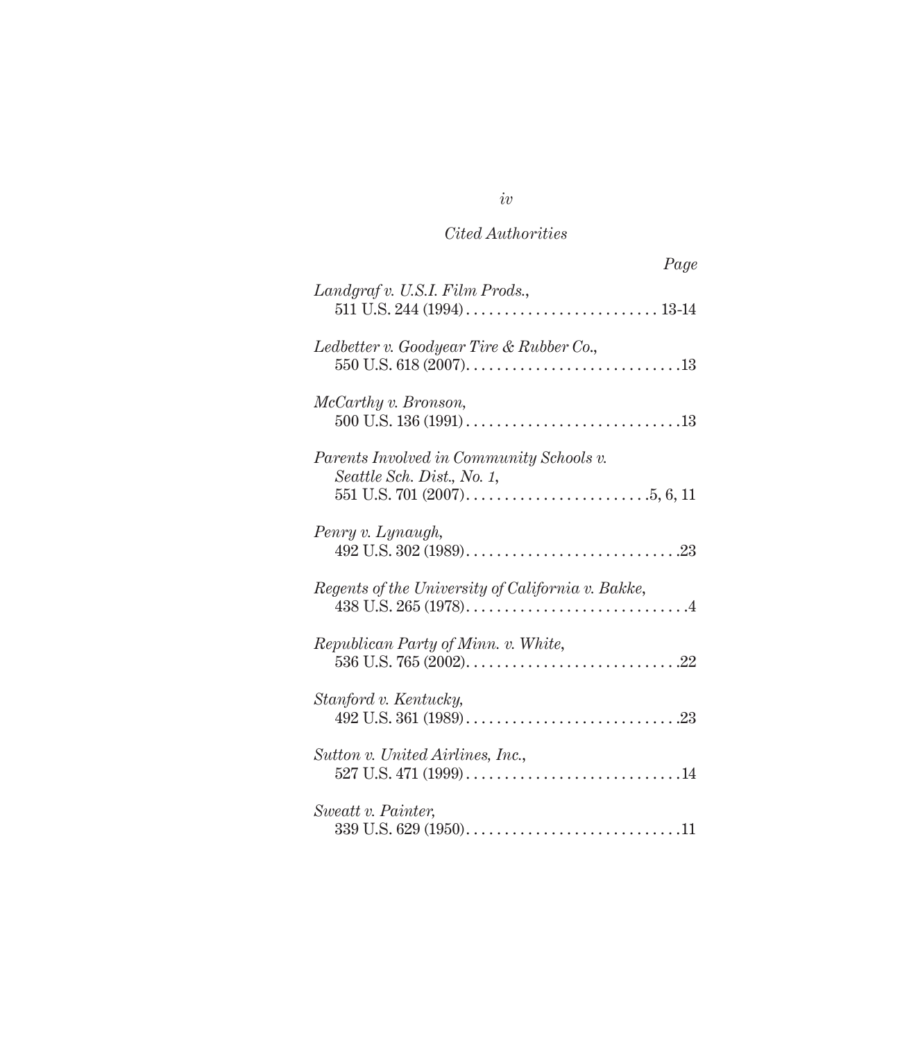*Cited Authorities*

*Page*

*Landgraf v. U.S.I. Film Prods.*,
511 U.S. 244 (1994) . . . . . . . . . . . . . . . . . . . . . . . . . 13-14

*Ledbetter v. Goodyear Tire & Rubber Co.*,
550 U.S. 618 (2007) . . . . . . . . . . . . . . . . . . . . . . . . . . . .13

*McCarthy v. Bronson*,
500 U.S. 136 (1991) . . . . . . . . . . . . . . . . . . . . . . . . . . . .13

*Parents Involved in Community Schools v. Seattle Sch. Dist., No. 1*,
551 U.S. 701 (2007) . . . . . . . . . . . . . . . . . . . . . . . .5, 6, 11

*Penry v. Lynaugh*,
492 U.S. 302 (1989) . . . . . . . . . . . . . . . . . . . . . . . . . . . .23

*Regents of the University of California v. Bakke*,
438 U.S. 265 (1978) . . . . . . . . . . . . . . . . . . . . . . . . . . . . .4

*Republican Party of Minn. v. White*,
536 U.S. 765 (2002) . . . . . . . . . . . . . . . . . . . . . . . . . . . .22

*Stanford v. Kentucky*,
492 U.S. 361 (1989) . . . . . . . . . . . . . . . . . . . . . . . . . . . .23

*Sutton v. United Airlines, Inc.*,
527 U.S. 471 (1999) . . . . . . . . . . . . . . . . . . . . . . . . . . . .14

*Sweatt v. Painter*,
339 U.S. 629 (1950) . . . . . . . . . . . . . . . . . . . . . . . . . . . .11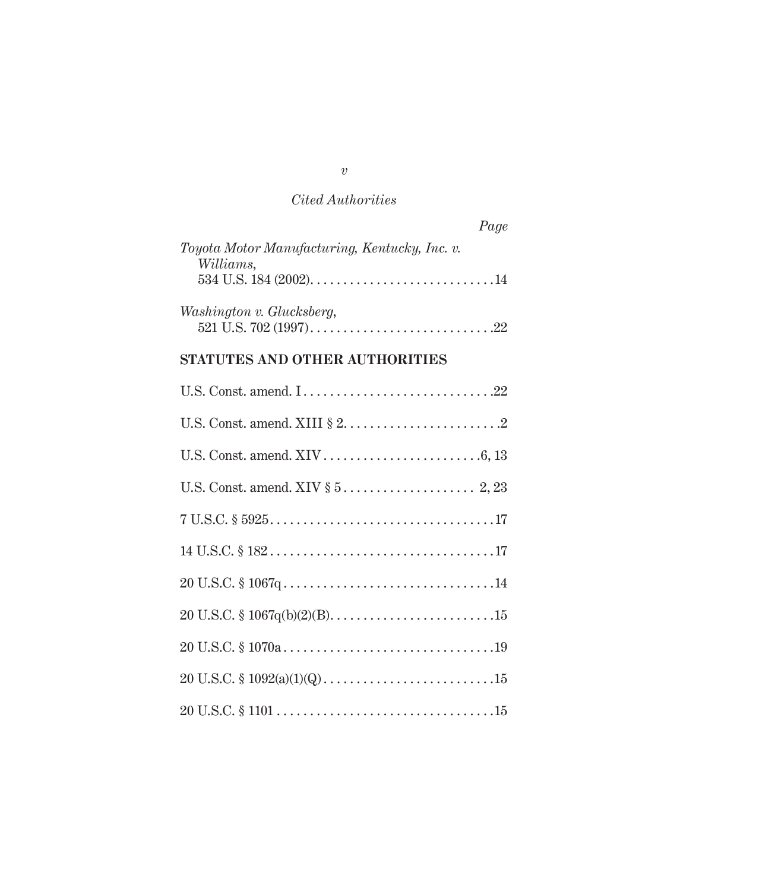*Cited Authorities*

*Page*

*Toyota Motor Manufacturing, Kentucky, Inc. v. Williams*,
534 U.S. 184 (2002). . . . . . . . . . . . . . . . . . . . . . . . . . . .14

*Washington v. Glucksberg*,
521 U.S. 702 (1997) . . . . . . . . . . . . . . . . . . . . . . . . . . . .22

**STATUTES AND OTHER AUTHORITIES**

U.S. Const. amend. I . . . . . . . . . . . . . . . . . . . . . . . . . . . . .22

U.S. Const. amend. XIII § 2. . . . . . . . . . . . . . . . . . . . . . . . .2

U.S. Const. amend. XIV . . . . . . . . . . . . . . . . . . . . . . . . .6, 13

U.S. Const. amend. XIV § 5 . . . . . . . . . . . . . . . . . . . . 2, 23

7 U.S.C. § 5925. . . . . . . . . . . . . . . . . . . . . . . . . . . . . . . . . .17

14 U.S.C. § 182 . . . . . . . . . . . . . . . . . . . . . . . . . . . . . . . . .17

20 U.S.C. § 1067q . . . . . . . . . . . . . . . . . . . . . . . . . . . . . . .14

20 U.S.C. § 1067q(b)(2)(B). . . . . . . . . . . . . . . . . . . . . . . . .15

20 U.S.C. § 1070a . . . . . . . . . . . . . . . . . . . . . . . . . . . . . . .19

20 U.S.C. § 1092(a)(1)(Q) . . . . . . . . . . . . . . . . . . . . . . . . .15

20 U.S.C. § 1101 . . . . . . . . . . . . . . . . . . . . . . . . . . . . . . . .15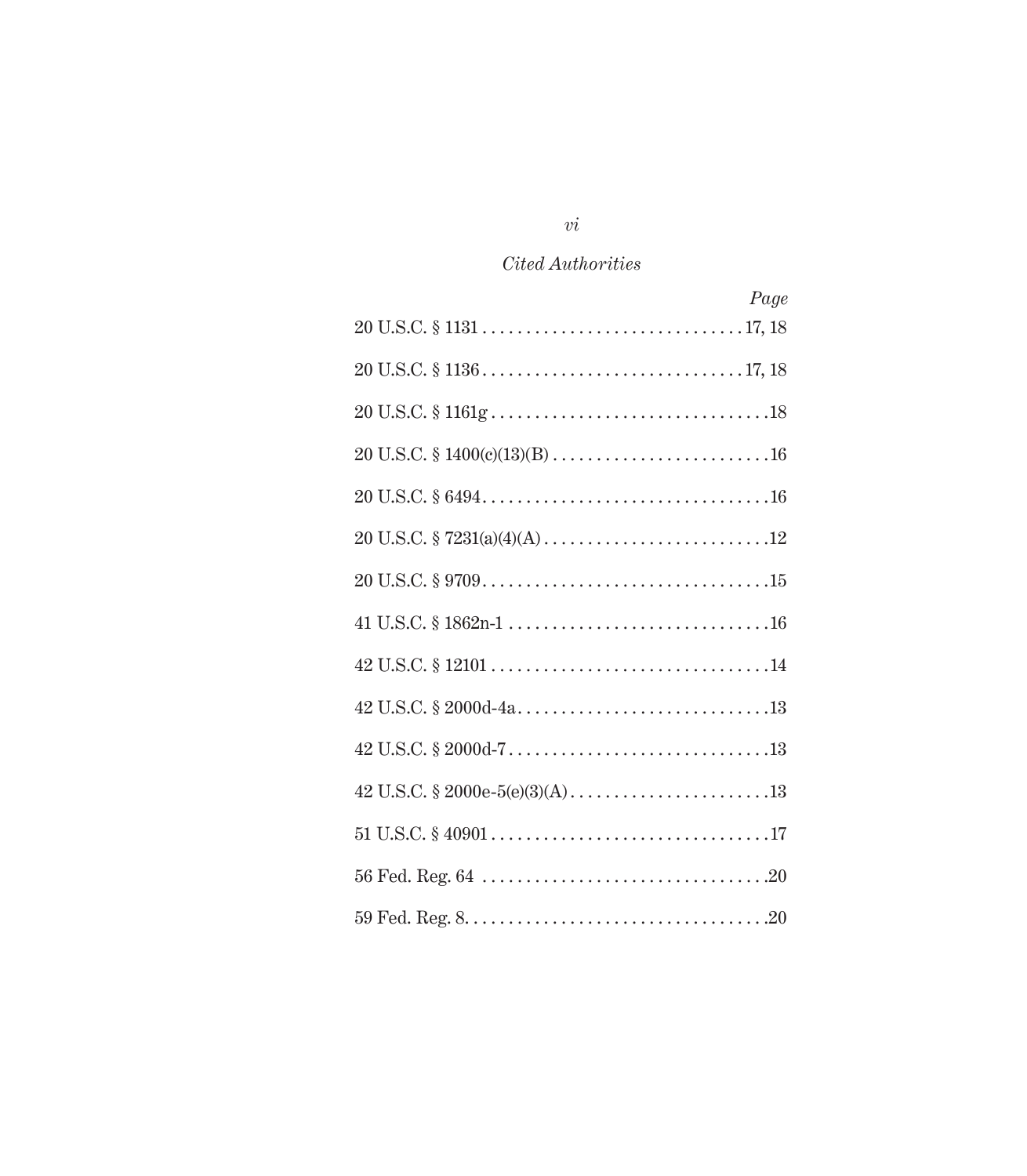*Cited Authorities*

| | Page |
|---|---|
| 20 U.S.C. § 1131 | 17, 18 |
| 20 U.S.C. § 1136 | 17, 18 |
| 20 U.S.C. § 1161g | 18 |
| 20 U.S.C. § 1400(c)(13)(B) | 16 |
| 20 U.S.C. § 6494 | 16 |
| 20 U.S.C. § 7231(a)(4)(A) | 12 |
| 20 U.S.C. § 9709 | 15 |
| 41 U.S.C. § 1862n-1 | 16 |
| 42 U.S.C. § 12101 | 14 |
| 42 U.S.C. § 2000d-4a | 13 |
| 42 U.S.C. § 2000d-7 | 13 |
| 42 U.S.C. § 2000e-5(e)(3)(A) | 13 |
| 51 U.S.C. § 40901 | 17 |
| 56 Fed. Reg. 64 | 20 |
| 59 Fed. Reg. 8 | 20 |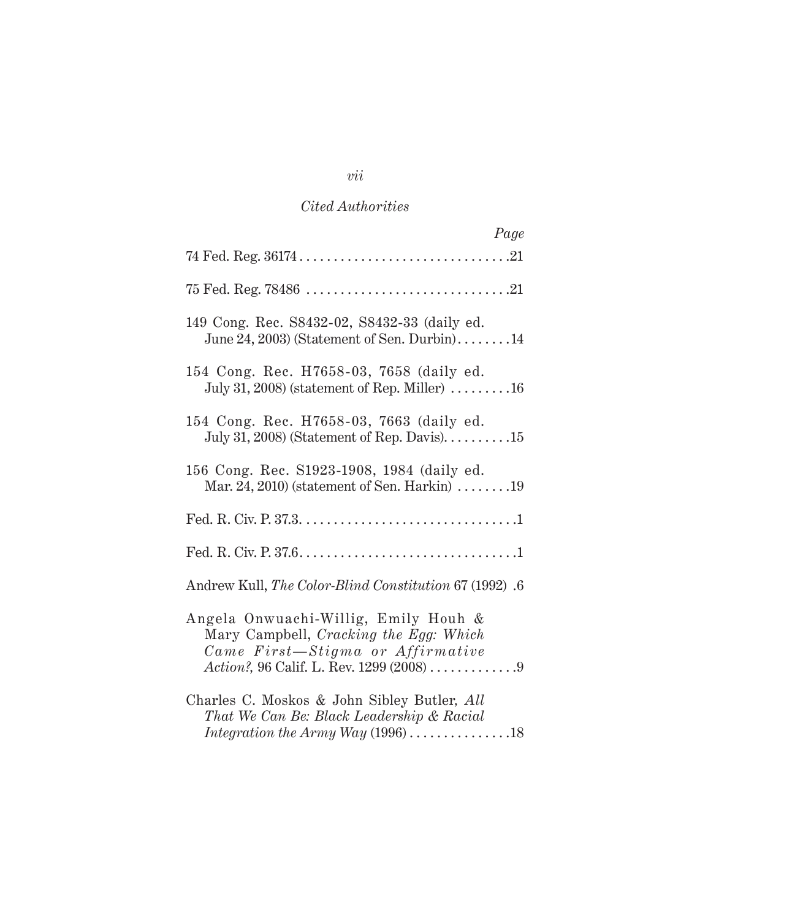*Cited Authorities*

| | Page |
|---|---|
| 74 Fed. Reg. 36174 | 21 |
| 75 Fed. Reg. 78486 | 21 |
| 149 Cong. Rec. S8432-02, S8432-33 (daily ed. June 24, 2003) (Statement of Sen. Durbin) | 14 |
| 154 Cong. Rec. H7658-03, 7658 (daily ed. July 31, 2008) (statement of Rep. Miller) | 16 |
| 154 Cong. Rec. H7658-03, 7663 (daily ed. July 31, 2008) (Statement of Rep. Davis) | 15 |
| 156 Cong. Rec. S1923-1908, 1984 (daily ed. Mar. 24, 2010) (statement of Sen. Harkin) | 19 |
| Fed. R. Civ. P. 37.3 | 1 |
| Fed. R. Civ. P. 37.6 | 1 |
| Andrew Kull, *The Color-Blind Constitution* 67 (1992) | 6 |
| Angela Onwuachi-Willig, Emily Houh & Mary Campbell, *Cracking the Egg: Which Came First—Stigma or Affirmative Action?*, 96 Calif. L. Rev. 1299 (2008) | 9 |
| Charles C. Moskos & John Sibley Butler, *All That We Can Be: Black Leadership & Racial Integration the Army Way* (1996) | 18 |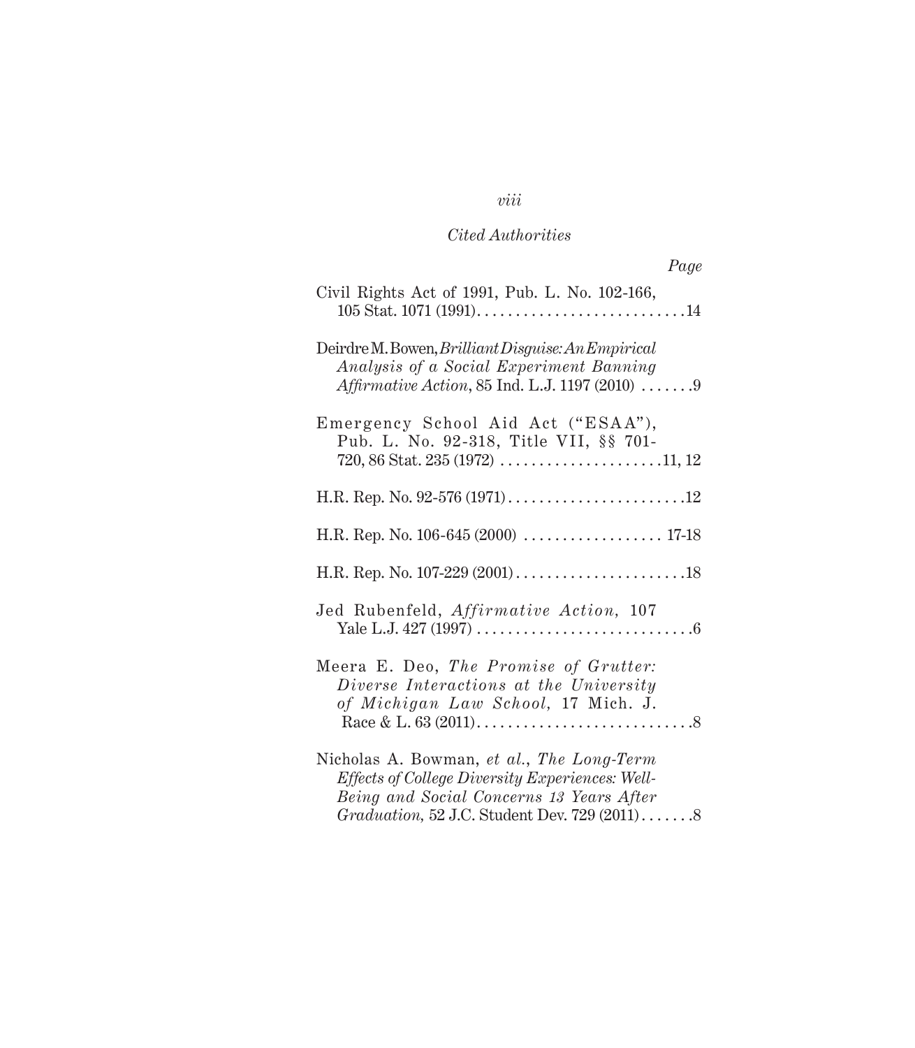*Cited Authorities*

*Page*

Civil Rights Act of 1991, Pub. L. No. 102-166, 105 Stat. 1071 (1991). . . . . . . . . . . . . . . . . . . . . . . . . . .14

Deirdre M. Bowen, *Brilliant Disguise: An Empirical Analysis of a Social Experiment Banning Affirmative Action*, 85 Ind. L.J. 1197 (2010) . . . . . . .9

Emergency School Aid Act ("ESAA"), Pub. L. No. 92-318, Title VII, §§ 701-720, 86 Stat. 235 (1972) . . . . . . . . . . . . . . . . . . . . .11, 12

H.R. Rep. No. 92-576 (1971). . . . . . . . . . . . . . . . . . . . . . .12

H.R. Rep. No. 106-645 (2000) . . . . . . . . . . . . . . . . . . 17-18

H.R. Rep. No. 107-229 (2001). . . . . . . . . . . . . . . . . . . . . .18

Jed Rubenfeld, *Affirmative Action*, 107 Yale L.J. 427 (1997) . . . . . . . . . . . . . . . . . . . . . . . . . . . .6

Meera E. Deo, *The Promise of Grutter: Diverse Interactions at the University of Michigan Law School*, 17 Mich. J. Race & L. 63 (2011). . . . . . . . . . . . . . . . . . . . . . . . . . . .8

Nicholas A. Bowman, *et al.*, *The Long-Term Effects of College Diversity Experiences: Well-Being and Social Concerns 13 Years After Graduation*, 52 J.C. Student Dev. 729 (2011) . . . . . . .8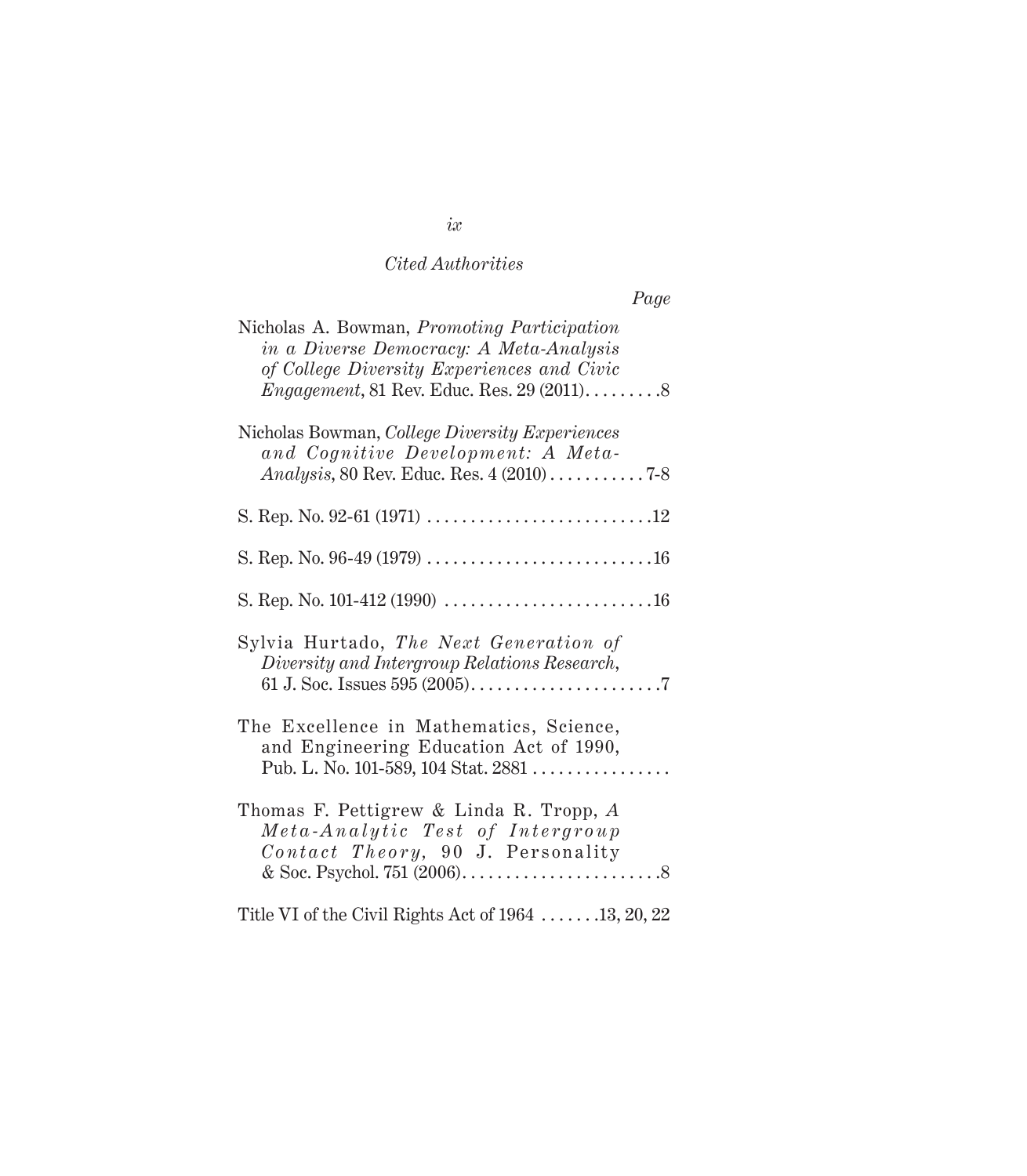*Cited Authorities*

*Page*

Nicholas A. Bowman, *Promoting Participation in a Diverse Democracy: A Meta-Analysis of College Diversity Experiences and Civic Engagement*, 81 Rev. Educ. Res. 29 (2011) . . . . . . . . . 8

Nicholas Bowman, *College Diversity Experiences and Cognitive Development: A Meta-Analysis*, 80 Rev. Educ. Res. 4 (2010) . . . . . . . . . . . 7-8

S. Rep. No. 92-61 (1971) . . . . . . . . . . . . . . . . . . . . . . . . . . 12

S. Rep. No. 96-49 (1979) . . . . . . . . . . . . . . . . . . . . . . . . . . 16

S. Rep. No. 101-412 (1990) . . . . . . . . . . . . . . . . . . . . . . . . 16

Sylvia Hurtado, *The Next Generation of Diversity and Intergroup Relations Research*, 61 J. Soc. Issues 595 (2005) . . . . . . . . . . . . . . . . . . . . . . 7

The Excellence in Mathematics, Science, and Engineering Education Act of 1990, Pub. L. No. 101-589, 104 Stat. 2881 . . . . . . . . . . . . . . . .

Thomas F. Pettigrew & Linda R. Tropp, *A Meta-Analytic Test of Intergroup Contact Theory*, 90 J. Personality & Soc. Psychol. 751 (2006) . . . . . . . . . . . . . . . . . . . . . . . 8

Title VI of the Civil Rights Act of 1964 . . . . . . . 13, 20, 22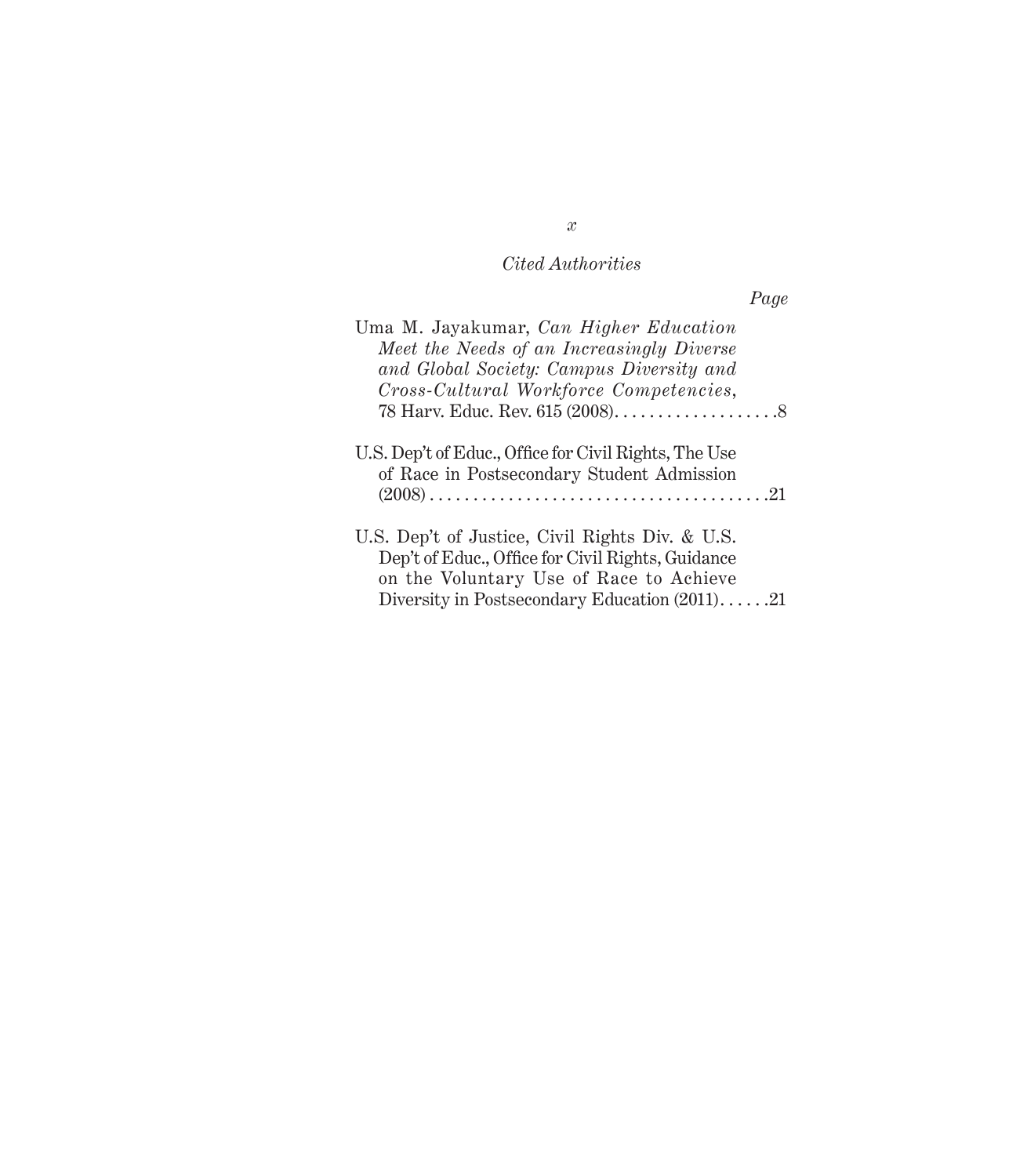*Cited Authorities*

*Page*

Uma M. Jayakumar, *Can Higher Education Meet the Needs of an Increasingly Diverse and Global Society: Campus Diversity and Cross-Cultural Workforce Competencies*, 78 Harv. Educ. Rev. 615 (2008). . . . . . . . . . . . . . . . . . .8

U.S. Dep't of Educ., Office for Civil Rights, The Use of Race in Postsecondary Student Admission (2008) . . . . . . . . . . . . . . . . . . . . . . . . . . . . . . . . . . . . . . .21

U.S. Dep't of Justice, Civil Rights Div. & U.S. Dep't of Educ., Office for Civil Rights, Guidance on the Voluntary Use of Race to Achieve Diversity in Postsecondary Education (2011). . . . . .21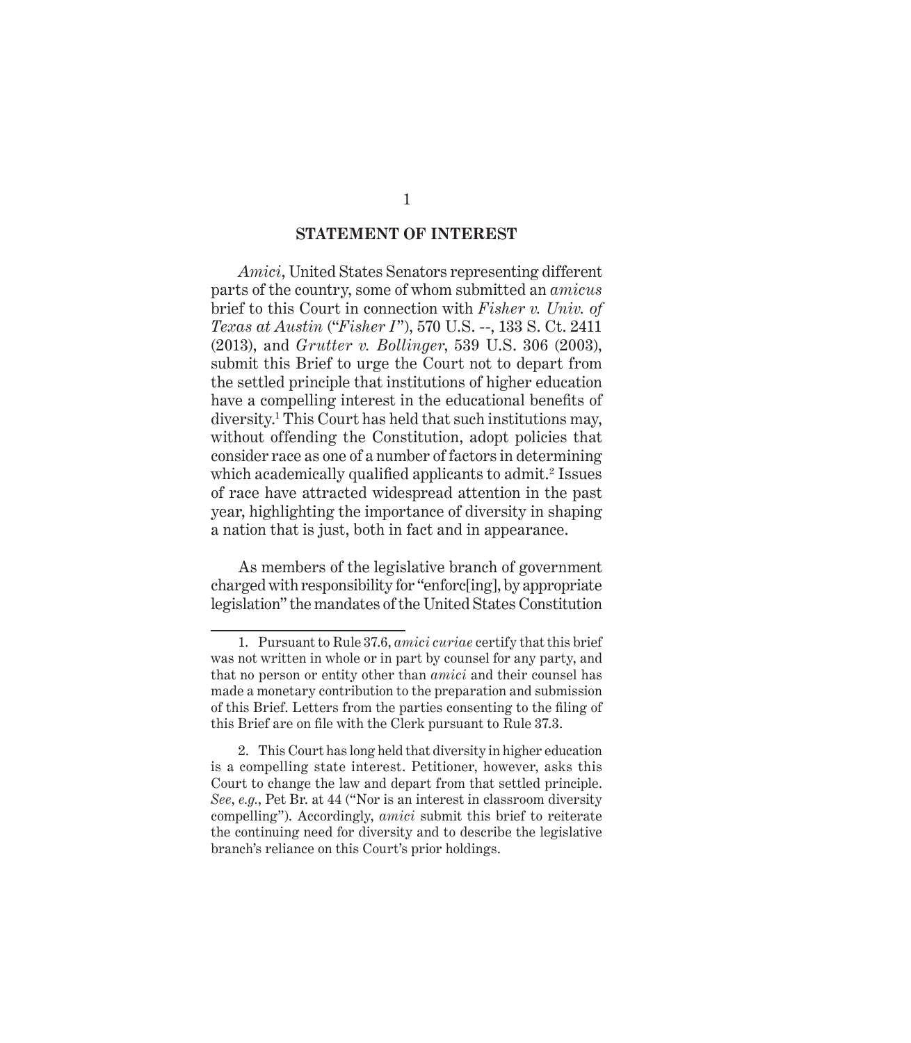## STATEMENT OF INTEREST

*Amici*, United States Senators representing different parts of the country, some of whom submitted an *amicus* brief to this Court in connection with *Fisher v. Univ. of Texas at Austin* ("*Fisher I*"), 570 U.S. --, 133 S. Ct. 2411 (2013), and *Grutter v. Bollinger*, 539 U.S. 306 (2003), submit this Brief to urge the Court not to depart from the settled principle that institutions of higher education have a compelling interest in the educational benefits of diversity.[1] This Court has held that such institutions may, without offending the Constitution, adopt policies that consider race as one of a number of factors in determining which academically qualified applicants to admit.[2] Issues of race have attracted widespread attention in the past year, highlighting the importance of diversity in shaping a nation that is just, both in fact and in appearance.

As members of the legislative branch of government charged with responsibility for "enforc[ing], by appropriate legislation" the mandates of the United States Constitution

---

1. Pursuant to Rule 37.6, *amici curiae* certify that this brief was not written in whole or in part by counsel for any party, and that no person or entity other than *amici* and their counsel has made a monetary contribution to the preparation and submission of this Brief. Letters from the parties consenting to the filing of this Brief are on file with the Clerk pursuant to Rule 37.3.

2. This Court has long held that diversity in higher education is a compelling state interest. Petitioner, however, asks this Court to change the law and depart from that settled principle. *See*, *e.g.*, Pet Br. at 44 ("Nor is an interest in classroom diversity compelling"). Accordingly, *amici* submit this brief to reiterate the continuing need for diversity and to describe the legislative branch's reliance on this Court's prior holdings.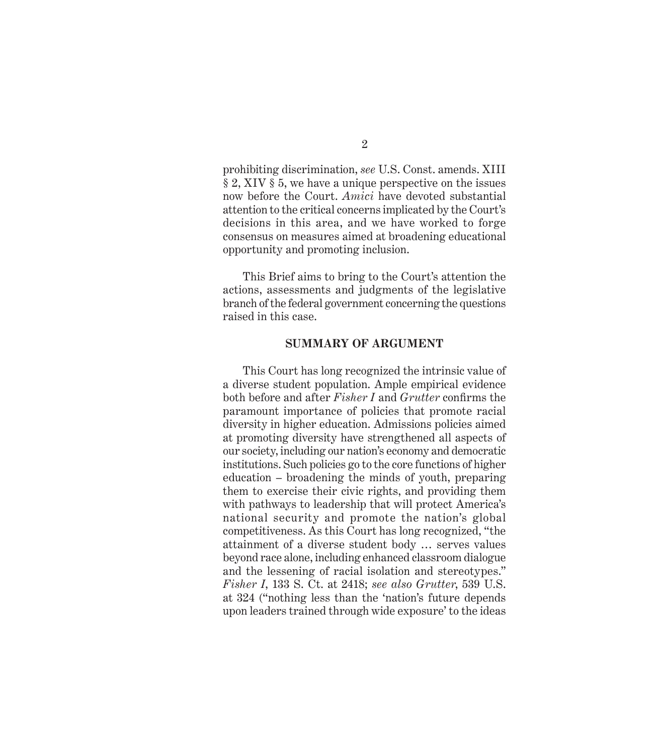prohibiting discrimination, *see* U.S. Const. amends. XIII § 2, XIV § 5, we have a unique perspective on the issues now before the Court. *Amici* have devoted substantial attention to the critical concerns implicated by the Court's decisions in this area, and we have worked to forge consensus on measures aimed at broadening educational opportunity and promoting inclusion.

This Brief aims to bring to the Court's attention the actions, assessments and judgments of the legislative branch of the federal government concerning the questions raised in this case.

## SUMMARY OF ARGUMENT

This Court has long recognized the intrinsic value of a diverse student population. Ample empirical evidence both before and after *Fisher I* and *Grutter* confirms the paramount importance of policies that promote racial diversity in higher education. Admissions policies aimed at promoting diversity have strengthened all aspects of our society, including our nation's economy and democratic institutions. Such policies go to the core functions of higher education – broadening the minds of youth, preparing them to exercise their civic rights, and providing them with pathways to leadership that will protect America's national security and promote the nation's global competitiveness. As this Court has long recognized, "the attainment of a diverse student body … serves values beyond race alone, including enhanced classroom dialogue and the lessening of racial isolation and stereotypes." *Fisher I*, 133 S. Ct. at 2418; *see also Grutter*, 539 U.S. at 324 ("nothing less than the 'nation's future depends upon leaders trained through wide exposure' to the ideas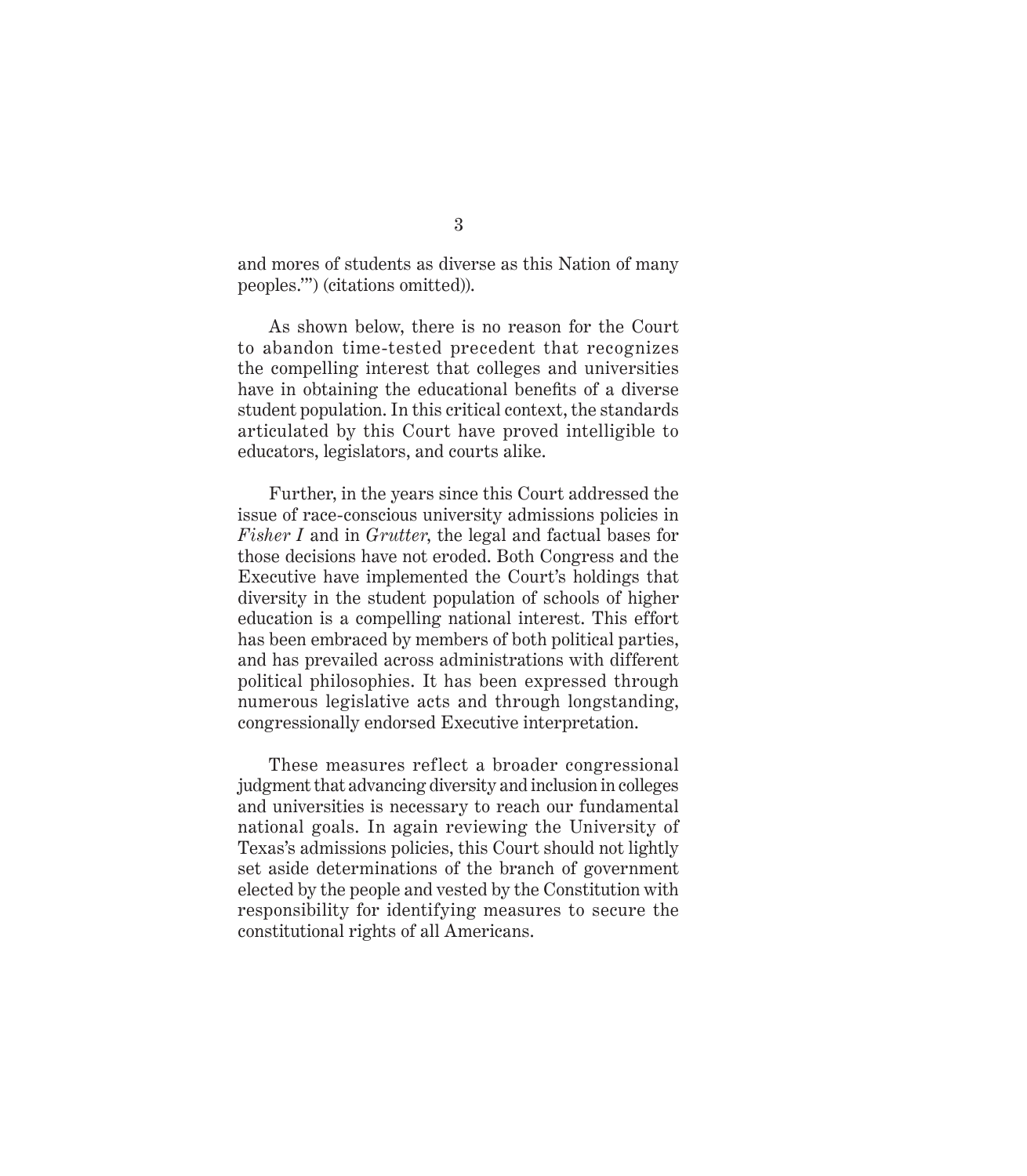and mores of students as diverse as this Nation of many peoples.'") (citations omitted)).

As shown below, there is no reason for the Court to abandon time-tested precedent that recognizes the compelling interest that colleges and universities have in obtaining the educational benefits of a diverse student population. In this critical context, the standards articulated by this Court have proved intelligible to educators, legislators, and courts alike.

Further, in the years since this Court addressed the issue of race-conscious university admissions policies in *Fisher I* and in *Grutter*, the legal and factual bases for those decisions have not eroded. Both Congress and the Executive have implemented the Court's holdings that diversity in the student population of schools of higher education is a compelling national interest. This effort has been embraced by members of both political parties, and has prevailed across administrations with different political philosophies. It has been expressed through numerous legislative acts and through longstanding, congressionally endorsed Executive interpretation.

These measures reflect a broader congressional judgment that advancing diversity and inclusion in colleges and universities is necessary to reach our fundamental national goals. In again reviewing the University of Texas's admissions policies, this Court should not lightly set aside determinations of the branch of government elected by the people and vested by the Constitution with responsibility for identifying measures to secure the constitutional rights of all Americans.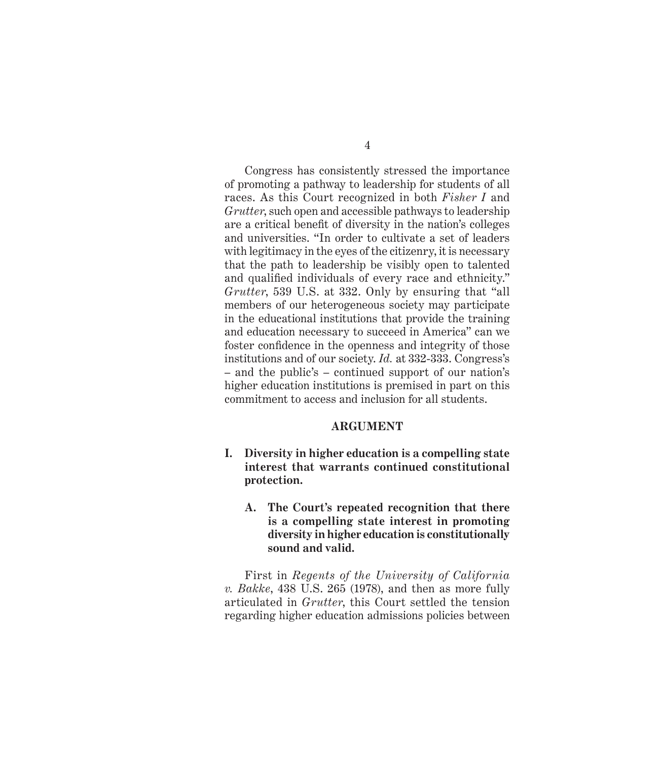Congress has consistently stressed the importance of promoting a pathway to leadership for students of all races. As this Court recognized in both *Fisher I* and *Grutter*, such open and accessible pathways to leadership are a critical benefit of diversity in the nation's colleges and universities. "In order to cultivate a set of leaders with legitimacy in the eyes of the citizenry, it is necessary that the path to leadership be visibly open to talented and qualified individuals of every race and ethnicity." *Grutter*, 539 U.S. at 332. Only by ensuring that "all members of our heterogeneous society may participate in the educational institutions that provide the training and education necessary to succeed in America" can we foster confidence in the openness and integrity of those institutions and of our society. *Id.* at 332-333. Congress's – and the public's – continued support of our nation's higher education institutions is premised in part on this commitment to access and inclusion for all students.

## ARGUMENT

### I. Diversity in higher education is a compelling state interest that warrants continued constitutional protection.

#### A. The Court's repeated recognition that there is a compelling state interest in promoting diversity in higher education is constitutionally sound and valid.

First in *Regents of the University of California v. Bakke*, 438 U.S. 265 (1978), and then as more fully articulated in *Grutter*, this Court settled the tension regarding higher education admissions policies between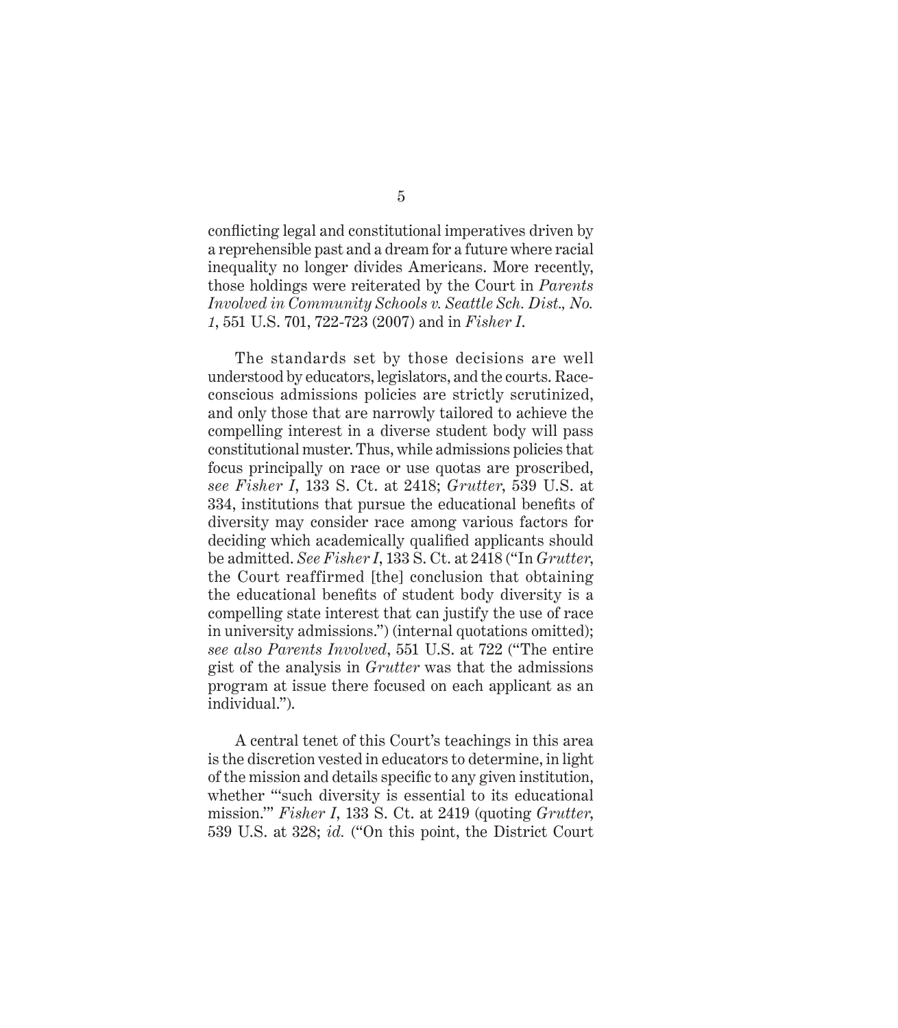conflicting legal and constitutional imperatives driven by a reprehensible past and a dream for a future where racial inequality no longer divides Americans. More recently, those holdings were reiterated by the Court in *Parents Involved in Community Schools v. Seattle Sch. Dist., No. 1*, 551 U.S. 701, 722-723 (2007) and in *Fisher I*.

The standards set by those decisions are well understood by educators, legislators, and the courts. Race-conscious admissions policies are strictly scrutinized, and only those that are narrowly tailored to achieve the compelling interest in a diverse student body will pass constitutional muster. Thus, while admissions policies that focus principally on race or use quotas are proscribed, *see Fisher I*, 133 S. Ct. at 2418; *Grutter*, 539 U.S. at 334, institutions that pursue the educational benefits of diversity may consider race among various factors for deciding which academically qualified applicants should be admitted. *See Fisher I*, 133 S. Ct. at 2418 ("In *Grutter*, the Court reaffirmed [the] conclusion that obtaining the educational benefits of student body diversity is a compelling state interest that can justify the use of race in university admissions.") (internal quotations omitted); *see also Parents Involved*, 551 U.S. at 722 ("The entire gist of the analysis in *Grutter* was that the admissions program at issue there focused on each applicant as an individual.").

A central tenet of this Court's teachings in this area is the discretion vested in educators to determine, in light of the mission and details specific to any given institution, whether "'such diversity is essential to its educational mission.'" *Fisher I*, 133 S. Ct. at 2419 (quoting *Grutter*, 539 U.S. at 328; *id.* ("On this point, the District Court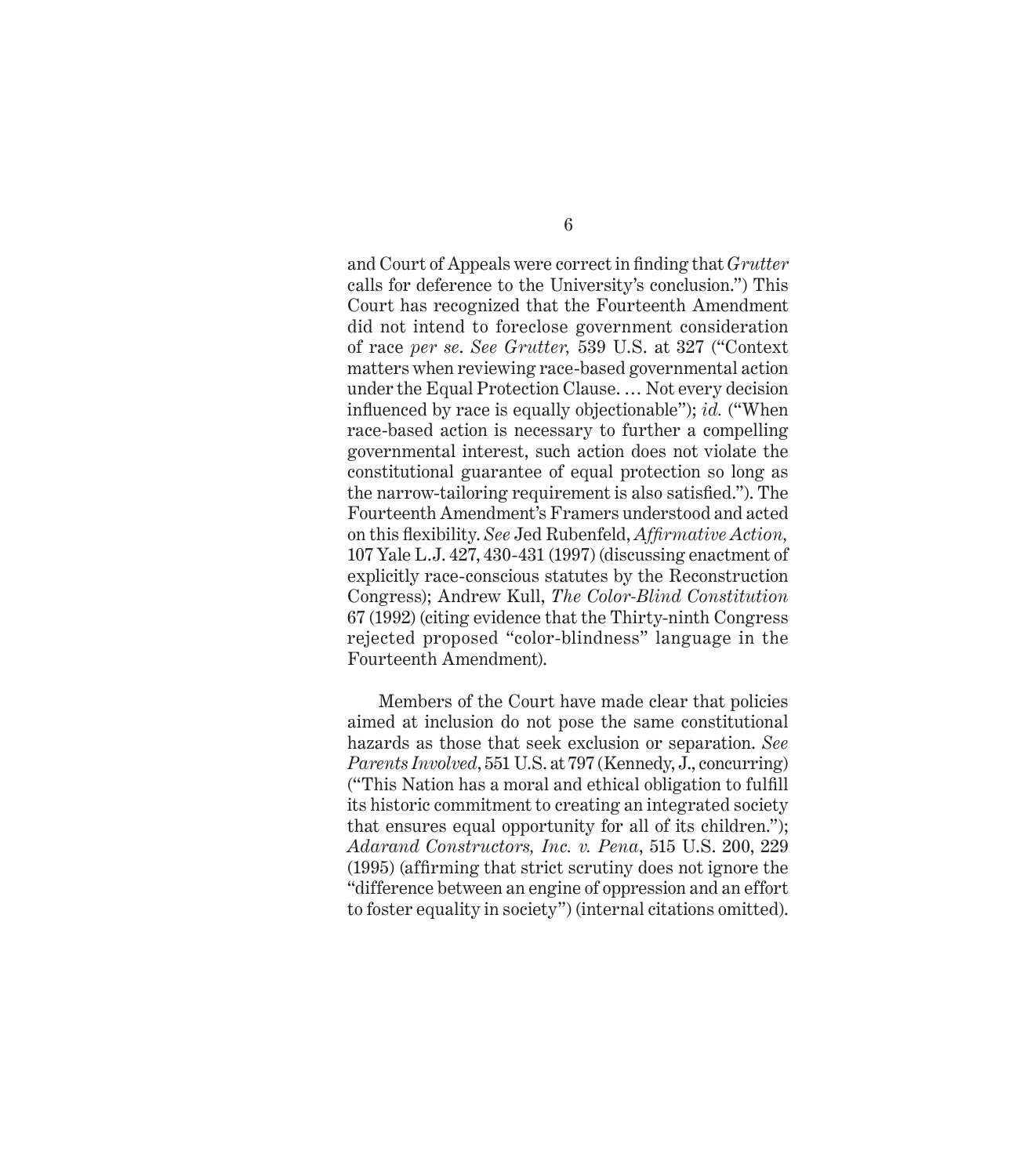and Court of Appeals were correct in finding that *Grutter* calls for deference to the University's conclusion.") This Court has recognized that the Fourteenth Amendment did not intend to foreclose government consideration of race *per se*. *See Grutter,* 539 U.S. at 327 ("Context matters when reviewing race-based governmental action under the Equal Protection Clause. … Not every decision influenced by race is equally objectionable"); *id.* ("When race-based action is necessary to further a compelling governmental interest, such action does not violate the constitutional guarantee of equal protection so long as the narrow-tailoring requirement is also satisfied."). The Fourteenth Amendment's Framers understood and acted on this flexibility. *See* Jed Rubenfeld, *Affirmative Action,* 107 Yale L.J. 427, 430-431 (1997) (discussing enactment of explicitly race-conscious statutes by the Reconstruction Congress); Andrew Kull, *The Color-Blind Constitution* 67 (1992) (citing evidence that the Thirty-ninth Congress rejected proposed "color-blindness" language in the Fourteenth Amendment).

Members of the Court have made clear that policies aimed at inclusion do not pose the same constitutional hazards as those that seek exclusion or separation. *See Parents Involved*, 551 U.S. at 797 (Kennedy, J., concurring) ("This Nation has a moral and ethical obligation to fulfill its historic commitment to creating an integrated society that ensures equal opportunity for all of its children."); *Adarand Constructors, Inc. v. Pena*, 515 U.S. 200, 229 (1995) (affirming that strict scrutiny does not ignore the "difference between an engine of oppression and an effort to foster equality in society") (internal citations omitted).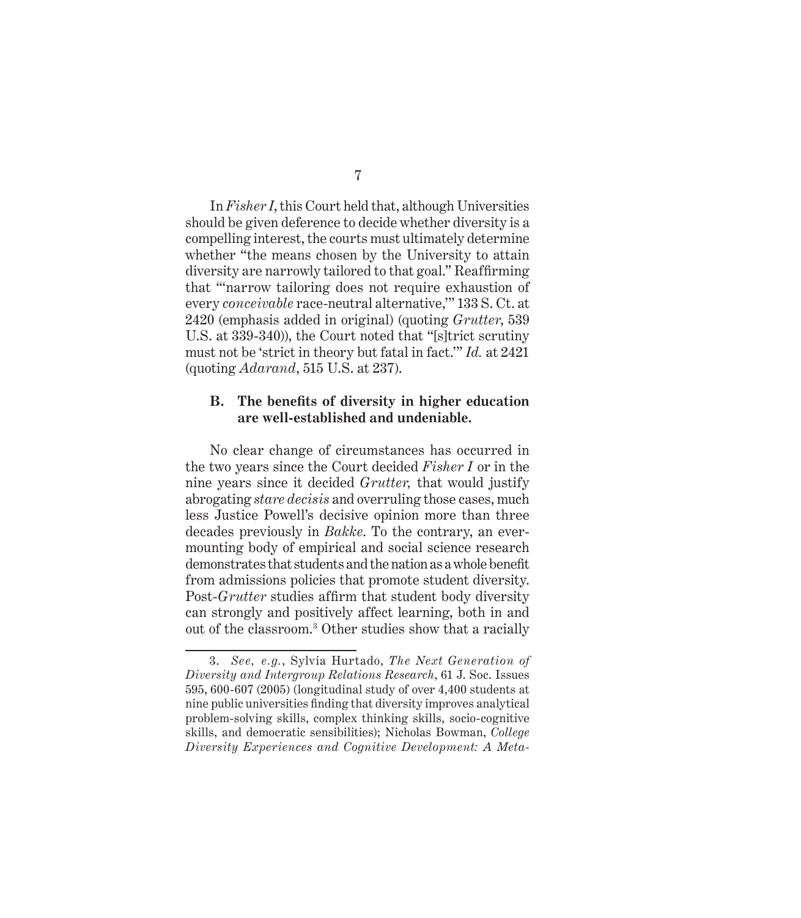In *Fisher I*, this Court held that, although Universities should be given deference to decide whether diversity is a compelling interest, the courts must ultimately determine whether "the means chosen by the University to attain diversity are narrowly tailored to that goal." Reaffirming that "'narrow tailoring does not require exhaustion of every *conceivable* race-neutral alternative,'" 133 S. Ct. at 2420 (emphasis added in original) (quoting *Grutter*, 539 U.S. at 339-340)), the Court noted that "[s]trict scrutiny must not be 'strict in theory but fatal in fact.'" *Id.* at 2421 (quoting *Adarand*, 515 U.S. at 237).

### B. The benefits of diversity in higher education are well-established and undeniable.

No clear change of circumstances has occurred in the two years since the Court decided *Fisher I* or in the nine years since it decided *Grutter,* that would justify abrogating *stare decisis* and overruling those cases, much less Justice Powell's decisive opinion more than three decades previously in *Bakke.* To the contrary, an ever-mounting body of empirical and social science research demonstrates that students and the nation as a whole benefit from admissions policies that promote student diversity. Post-*Grutter* studies affirm that student body diversity can strongly and positively affect learning, both in and out of the classroom.[3] Other studies show that a racially

---

3. *See, e.g.*, Sylvia Hurtado, *The Next Generation of Diversity and Intergroup Relations Research*, 61 J. Soc. Issues 595, 600-607 (2005) (longitudinal study of over 4,400 students at nine public universities finding that diversity improves analytical problem-solving skills, complex thinking skills, socio-cognitive skills, and democratic sensibilities); Nicholas Bowman, *College Diversity Experiences and Cognitive Development: A Meta-*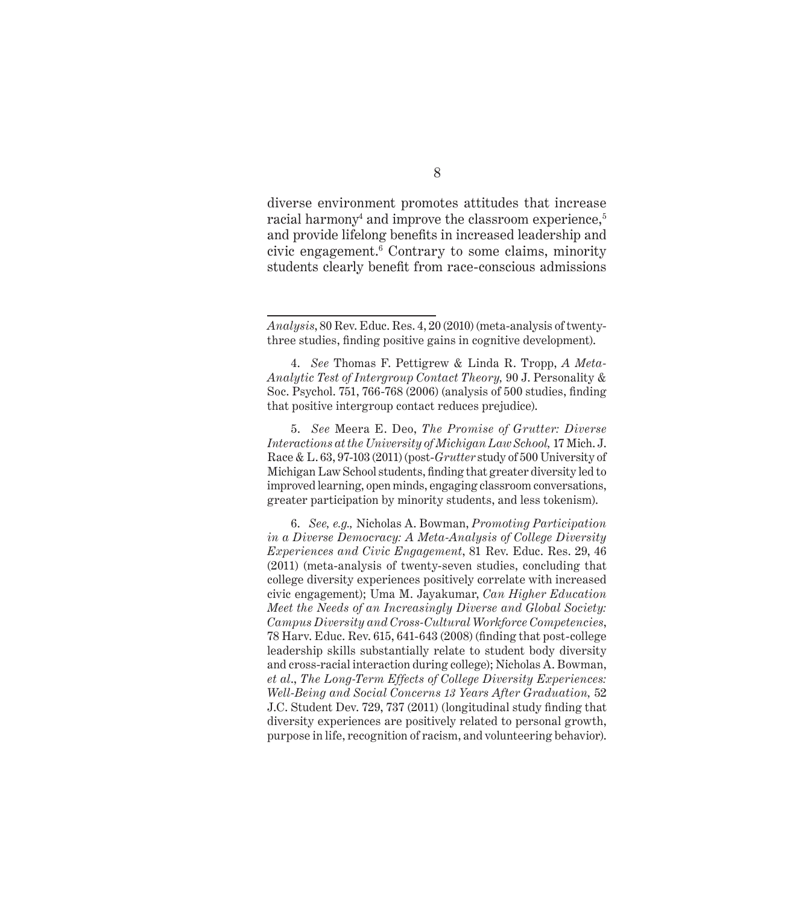diverse environment promotes attitudes that increase racial harmony[4] and improve the classroom experience,[5] and provide lifelong benefits in increased leadership and civic engagement.[6] Contrary to some claims, minority students clearly benefit from race-conscious admissions

---

*Analysis*, 80 Rev. Educ. Res. 4, 20 (2010) (meta-analysis of twenty-three studies, finding positive gains in cognitive development).

4. *See* Thomas F. Pettigrew & Linda R. Tropp, *A Meta-Analytic Test of Intergroup Contact Theory,* 90 J. Personality & Soc. Psychol. 751, 766-768 (2006) (analysis of 500 studies, finding that positive intergroup contact reduces prejudice).

5. *See* Meera E. Deo, *The Promise of Grutter: Diverse Interactions at the University of Michigan Law School,* 17 Mich. J. Race & L. 63, 97-103 (2011) (post-*Grutter* study of 500 University of Michigan Law School students, finding that greater diversity led to improved learning, open minds, engaging classroom conversations, greater participation by minority students, and less tokenism).

6. *See, e.g.,* Nicholas A. Bowman, *Promoting Participation in a Diverse Democracy: A Meta-Analysis of College Diversity Experiences and Civic Engagement*, 81 Rev. Educ. Res. 29, 46 (2011) (meta-analysis of twenty-seven studies, concluding that college diversity experiences positively correlate with increased civic engagement); Uma M. Jayakumar, *Can Higher Education Meet the Needs of an Increasingly Diverse and Global Society: Campus Diversity and Cross-Cultural Workforce Competencies*, 78 Harv. Educ. Rev. 615, 641-643 (2008) (finding that post-college leadership skills substantially relate to student body diversity and cross-racial interaction during college); Nicholas A. Bowman, *et al*., *The Long-Term Effects of College Diversity Experiences: Well-Being and Social Concerns 13 Years After Graduation,* 52 J.C. Student Dev. 729, 737 (2011) (longitudinal study finding that diversity experiences are positively related to personal growth, purpose in life, recognition of racism, and volunteering behavior).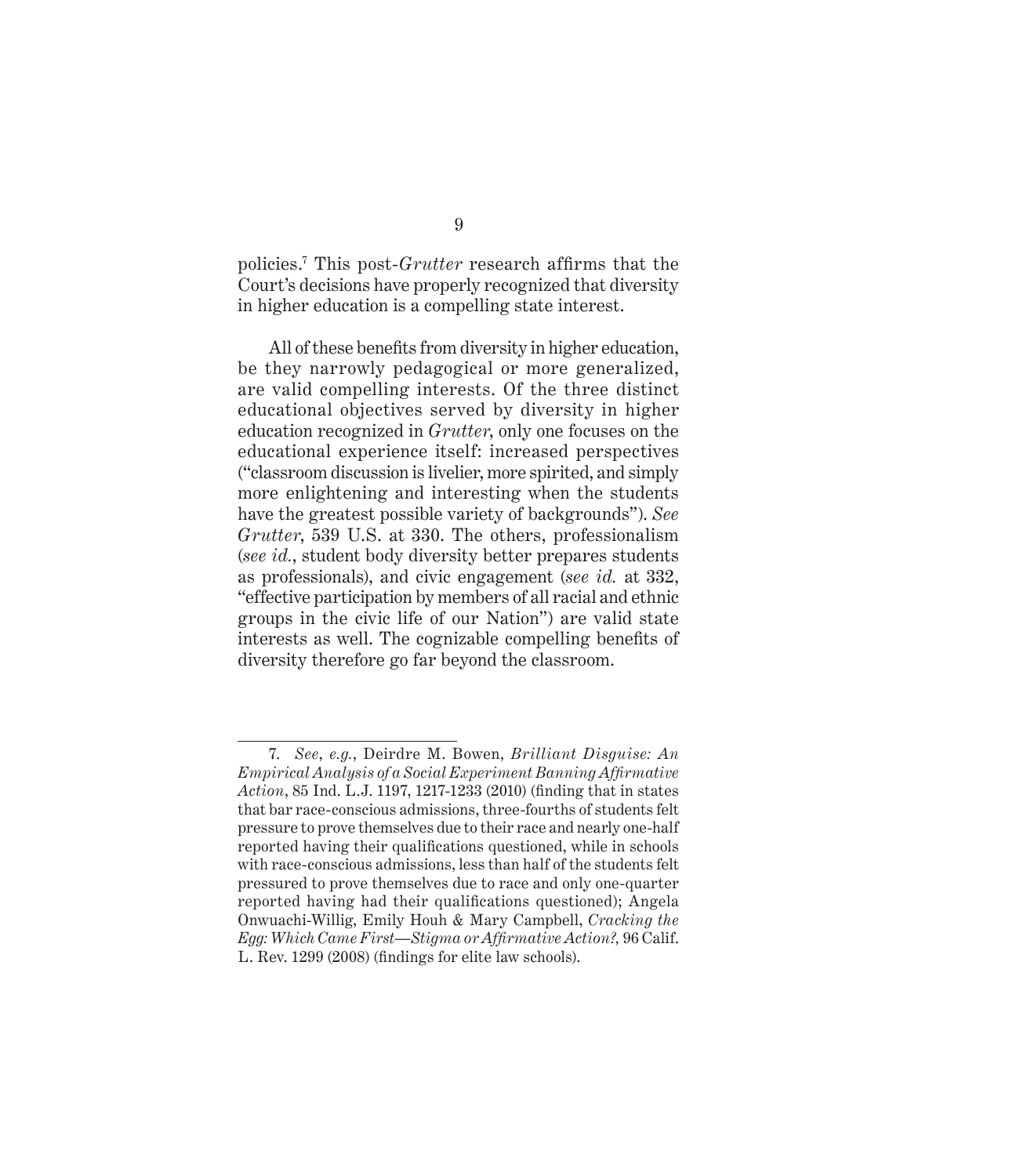policies.[7] This post-*Grutter* research affirms that the Court's decisions have properly recognized that diversity in higher education is a compelling state interest.

All of these benefits from diversity in higher education, be they narrowly pedagogical or more generalized, are valid compelling interests. Of the three distinct educational objectives served by diversity in higher education recognized in *Grutter*, only one focuses on the educational experience itself: increased perspectives ("classroom discussion is livelier, more spirited, and simply more enlightening and interesting when the students have the greatest possible variety of backgrounds"). *See Grutter*, 539 U.S. at 330. The others, professionalism (*see id.*, student body diversity better prepares students as professionals), and civic engagement (*see id.* at 332, "effective participation by members of all racial and ethnic groups in the civic life of our Nation") are valid state interests as well. The cognizable compelling benefits of diversity therefore go far beyond the classroom.

---

7. *See*, *e.g.*, Deirdre M. Bowen, *Brilliant Disguise: An Empirical Analysis of a Social Experiment Banning Affirmative Action*, 85 Ind. L.J. 1197, 1217-1233 (2010) (finding that in states that bar race-conscious admissions, three-fourths of students felt pressure to prove themselves due to their race and nearly one-half reported having their qualifications questioned, while in schools with race-conscious admissions, less than half of the students felt pressured to prove themselves due to race and only one-quarter reported having had their qualifications questioned); Angela Onwuachi-Willig, Emily Houh & Mary Campbell, *Cracking the Egg: Which Came First—Stigma or Affirmative Action?,* 96 Calif. L. Rev. 1299 (2008) (findings for elite law schools).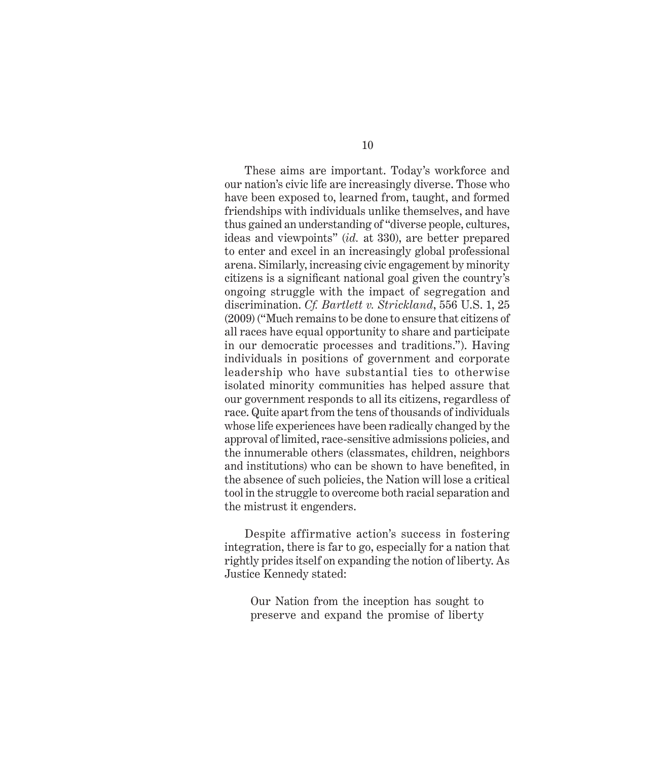These aims are important. Today's workforce and our nation's civic life are increasingly diverse. Those who have been exposed to, learned from, taught, and formed friendships with individuals unlike themselves, and have thus gained an understanding of "diverse people, cultures, ideas and viewpoints" (*id.* at 330), are better prepared to enter and excel in an increasingly global professional arena. Similarly, increasing civic engagement by minority citizens is a significant national goal given the country's ongoing struggle with the impact of segregation and discrimination. *Cf. Bartlett v. Strickland*, 556 U.S. 1, 25 (2009) ("Much remains to be done to ensure that citizens of all races have equal opportunity to share and participate in our democratic processes and traditions."). Having individuals in positions of government and corporate leadership who have substantial ties to otherwise isolated minority communities has helped assure that our government responds to all its citizens, regardless of race. Quite apart from the tens of thousands of individuals whose life experiences have been radically changed by the approval of limited, race-sensitive admissions policies, and the innumerable others (classmates, children, neighbors and institutions) who can be shown to have benefited, in the absence of such policies, the Nation will lose a critical tool in the struggle to overcome both racial separation and the mistrust it engenders.

Despite affirmative action's success in fostering integration, there is far to go, especially for a nation that rightly prides itself on expanding the notion of liberty. As Justice Kennedy stated:

> Our Nation from the inception has sought to preserve and expand the promise of liberty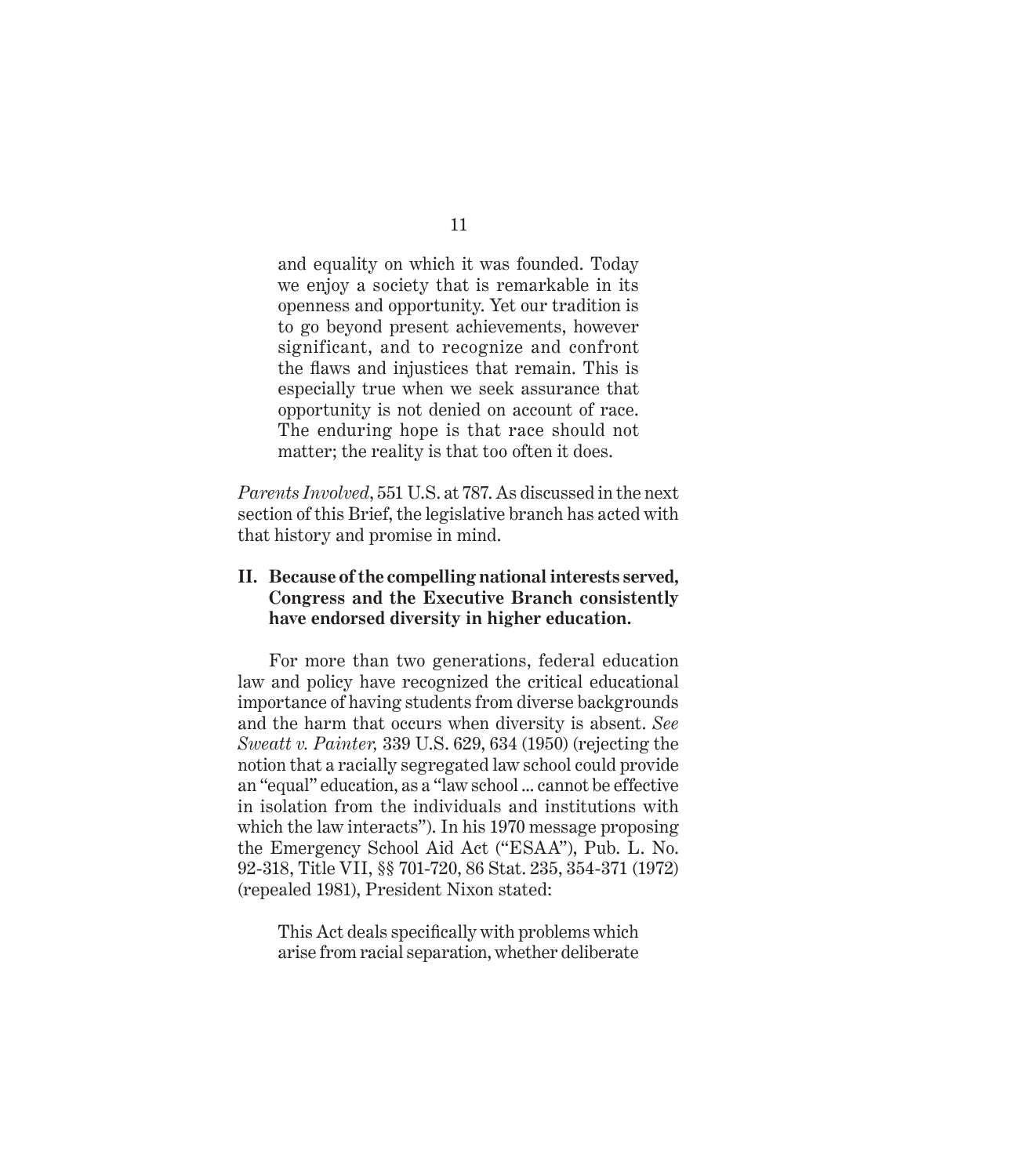> and equality on which it was founded. Today we enjoy a society that is remarkable in its openness and opportunity. Yet our tradition is to go beyond present achievements, however significant, and to recognize and confront the flaws and injustices that remain. This is especially true when we seek assurance that opportunity is not denied on account of race. The enduring hope is that race should not matter; the reality is that too often it does.

*Parents Involved*, 551 U.S. at 787. As discussed in the next section of this Brief, the legislative branch has acted with that history and promise in mind.

## II. Because of the compelling national interests served, Congress and the Executive Branch consistently have endorsed diversity in higher education.

For more than two generations, federal education law and policy have recognized the critical educational importance of having students from diverse backgrounds and the harm that occurs when diversity is absent. *See Sweatt v. Painter,* 339 U.S. 629, 634 (1950) (rejecting the notion that a racially segregated law school could provide an "equal" education, as a "law school ... cannot be effective in isolation from the individuals and institutions with which the law interacts"). In his 1970 message proposing the Emergency School Aid Act ("ESAA"), Pub. L. No. 92-318, Title VII, §§ 701-720, 86 Stat. 235, 354-371 (1972) (repealed 1981), President Nixon stated:

> This Act deals specifically with problems which arise from racial separation, whether deliberate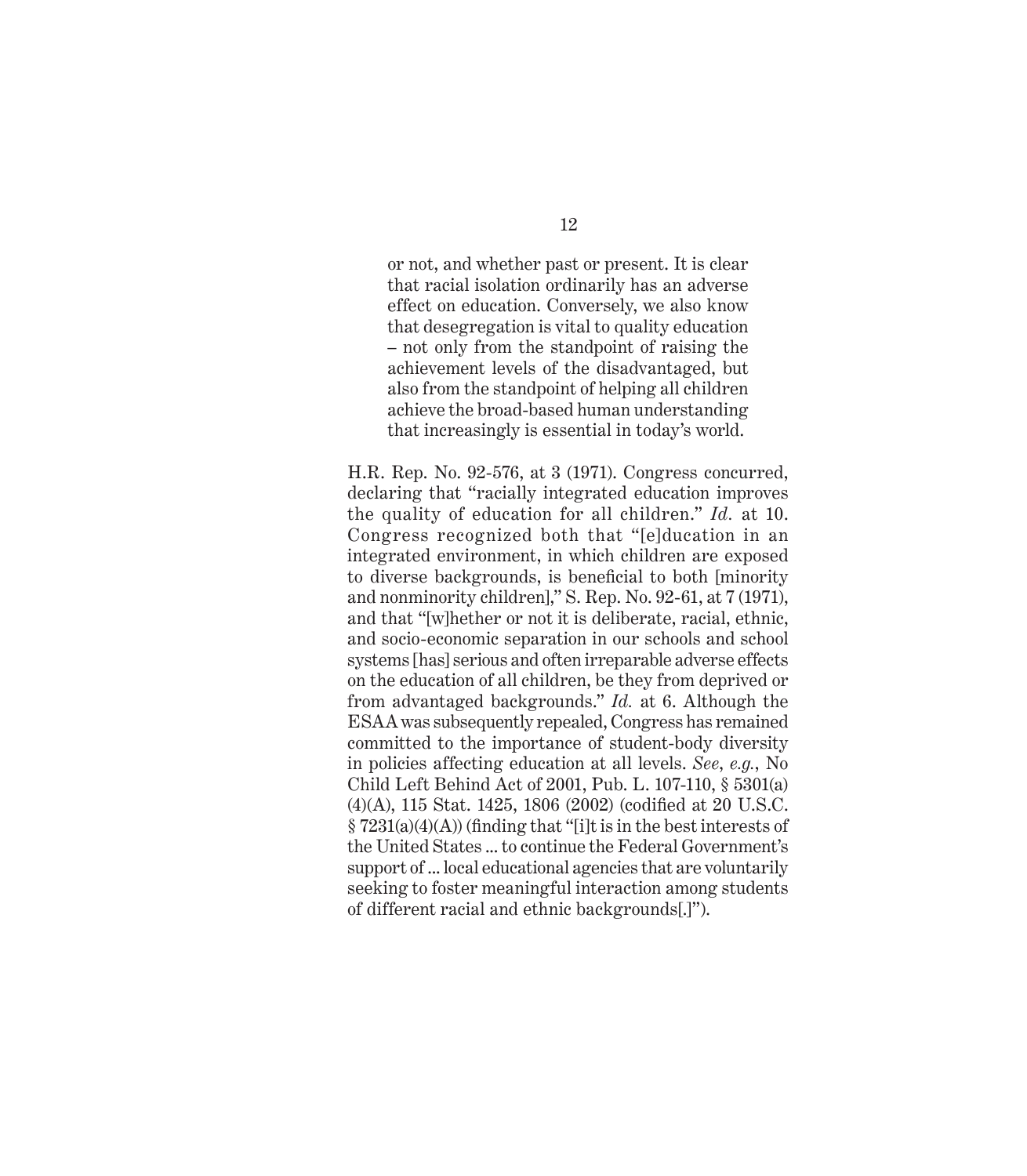> or not, and whether past or present. It is clear that racial isolation ordinarily has an adverse effect on education. Conversely, we also know that desegregation is vital to quality education – not only from the standpoint of raising the achievement levels of the disadvantaged, but also from the standpoint of helping all children achieve the broad-based human understanding that increasingly is essential in today's world.

H.R. Rep. No. 92-576, at 3 (1971). Congress concurred, declaring that "racially integrated education improves the quality of education for all children." *Id.* at 10. Congress recognized both that "[e]ducation in an integrated environment, in which children are exposed to diverse backgrounds, is beneficial to both [minority and nonminority children]," S. Rep. No. 92-61, at 7 (1971), and that "[w]hether or not it is deliberate, racial, ethnic, and socio-economic separation in our schools and school systems [has] serious and often irreparable adverse effects on the education of all children, be they from deprived or from advantaged backgrounds." *Id.* at 6. Although the ESAA was subsequently repealed, Congress has remained committed to the importance of student-body diversity in policies affecting education at all levels. *See, e.g.*, No Child Left Behind Act of 2001, Pub. L. 107-110, § 5301(a)(4)(A), 115 Stat. 1425, 1806 (2002) (codified at 20 U.S.C. § 7231(a)(4)(A)) (finding that "[i]t is in the best interests of the United States ... to continue the Federal Government's support of ... local educational agencies that are voluntarily seeking to foster meaningful interaction among students of different racial and ethnic backgrounds[.]").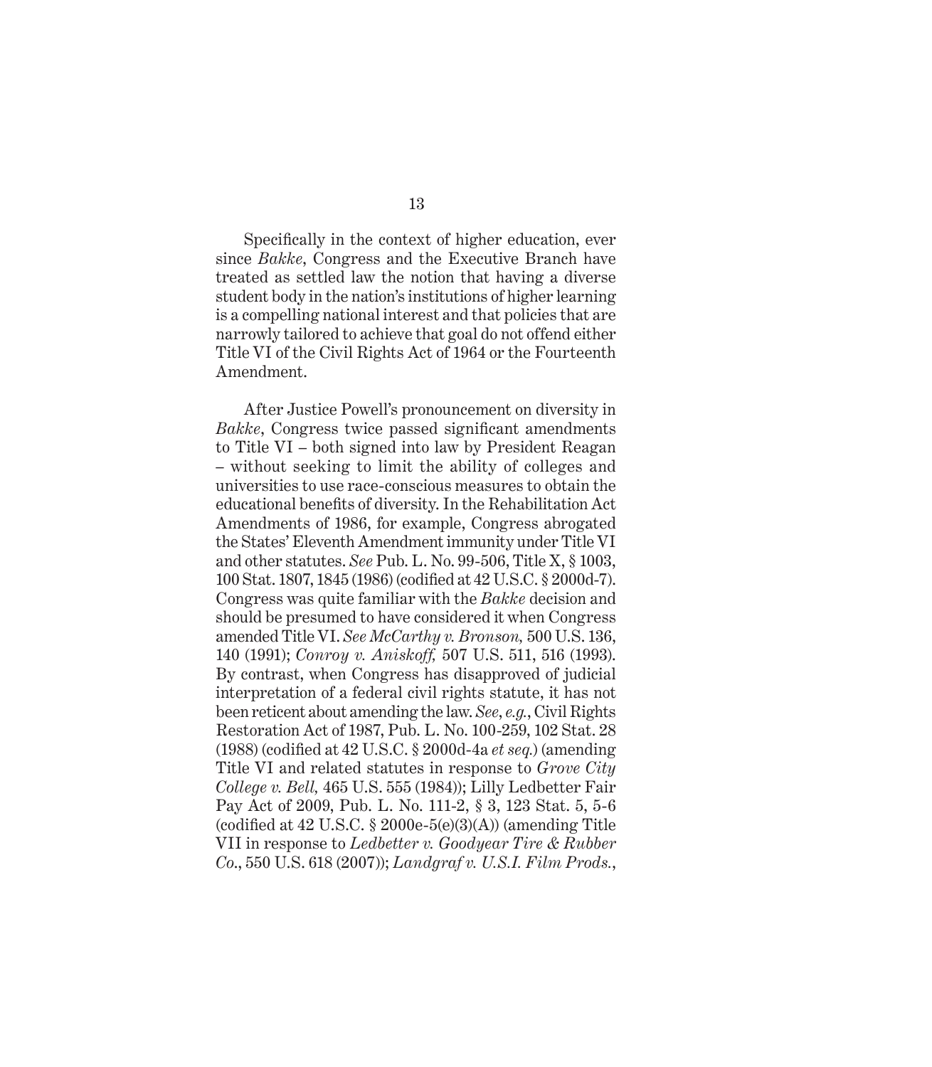Specifically in the context of higher education, ever since *Bakke*, Congress and the Executive Branch have treated as settled law the notion that having a diverse student body in the nation's institutions of higher learning is a compelling national interest and that policies that are narrowly tailored to achieve that goal do not offend either Title VI of the Civil Rights Act of 1964 or the Fourteenth Amendment.

After Justice Powell's pronouncement on diversity in *Bakke*, Congress twice passed significant amendments to Title VI – both signed into law by President Reagan – without seeking to limit the ability of colleges and universities to use race-conscious measures to obtain the educational benefits of diversity. In the Rehabilitation Act Amendments of 1986, for example, Congress abrogated the States' Eleventh Amendment immunity under Title VI and other statutes. *See* Pub. L. No. 99-506, Title X, § 1003, 100 Stat. 1807, 1845 (1986) (codified at 42 U.S.C. § 2000d-7). Congress was quite familiar with the *Bakke* decision and should be presumed to have considered it when Congress amended Title VI. *See McCarthy v. Bronson,* 500 U.S. 136, 140 (1991); *Conroy v. Aniskoff,* 507 U.S. 511, 516 (1993). By contrast, when Congress has disapproved of judicial interpretation of a federal civil rights statute, it has not been reticent about amending the law. *See, e.g.*, Civil Rights Restoration Act of 1987, Pub. L. No. 100-259, 102 Stat. 28 (1988) (codified at 42 U.S.C. § 2000d-4a *et seq.*) (amending Title VI and related statutes in response to *Grove City College v. Bell,* 465 U.S. 555 (1984)); Lilly Ledbetter Fair Pay Act of 2009, Pub. L. No. 111-2, § 3, 123 Stat. 5, 5-6 (codified at 42 U.S.C. § 2000e-5(e)(3)(A)) (amending Title VII in response to *Ledbetter v. Goodyear Tire & Rubber Co.*, 550 U.S. 618 (2007)); *Landgraf v. U.S.I. Film Prods.*,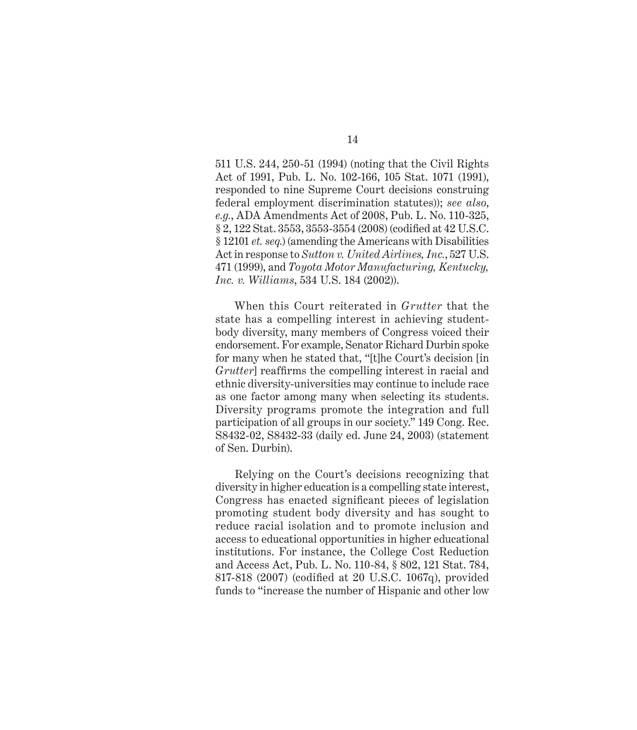511 U.S. 244, 250-51 (1994) (noting that the Civil Rights Act of 1991, Pub. L. No. 102-166, 105 Stat. 1071 (1991), responded to nine Supreme Court decisions construing federal employment discrimination statutes)); *see also*, *e.g.*, ADA Amendments Act of 2008, Pub. L. No. 110-325, § 2, 122 Stat. 3553, 3553-3554 (2008) (codified at 42 U.S.C. § 12101 *et. seq.*) (amending the Americans with Disabilities Act in response to *Sutton v. United Airlines, Inc.*, 527 U.S. 471 (1999), and *Toyota Motor Manufacturing, Kentucky, Inc. v. Williams*, 534 U.S. 184 (2002)).

When this Court reiterated in *Grutter* that the state has a compelling interest in achieving student-body diversity, many members of Congress voiced their endorsement. For example, Senator Richard Durbin spoke for many when he stated that, "[t]he Court's decision [in *Grutter*] reaffirms the compelling interest in racial and ethnic diversity-universities may continue to include race as one factor among many when selecting its students. Diversity programs promote the integration and full participation of all groups in our society." 149 Cong. Rec. S8432-02, S8432-33 (daily ed. June 24, 2003) (statement of Sen. Durbin).

Relying on the Court's decisions recognizing that diversity in higher education is a compelling state interest, Congress has enacted significant pieces of legislation promoting student body diversity and has sought to reduce racial isolation and to promote inclusion and access to educational opportunities in higher educational institutions. For instance, the College Cost Reduction and Access Act, Pub. L. No. 110-84, § 802, 121 Stat. 784, 817-818 (2007) (codified at 20 U.S.C. 1067q), provided funds to "increase the number of Hispanic and other low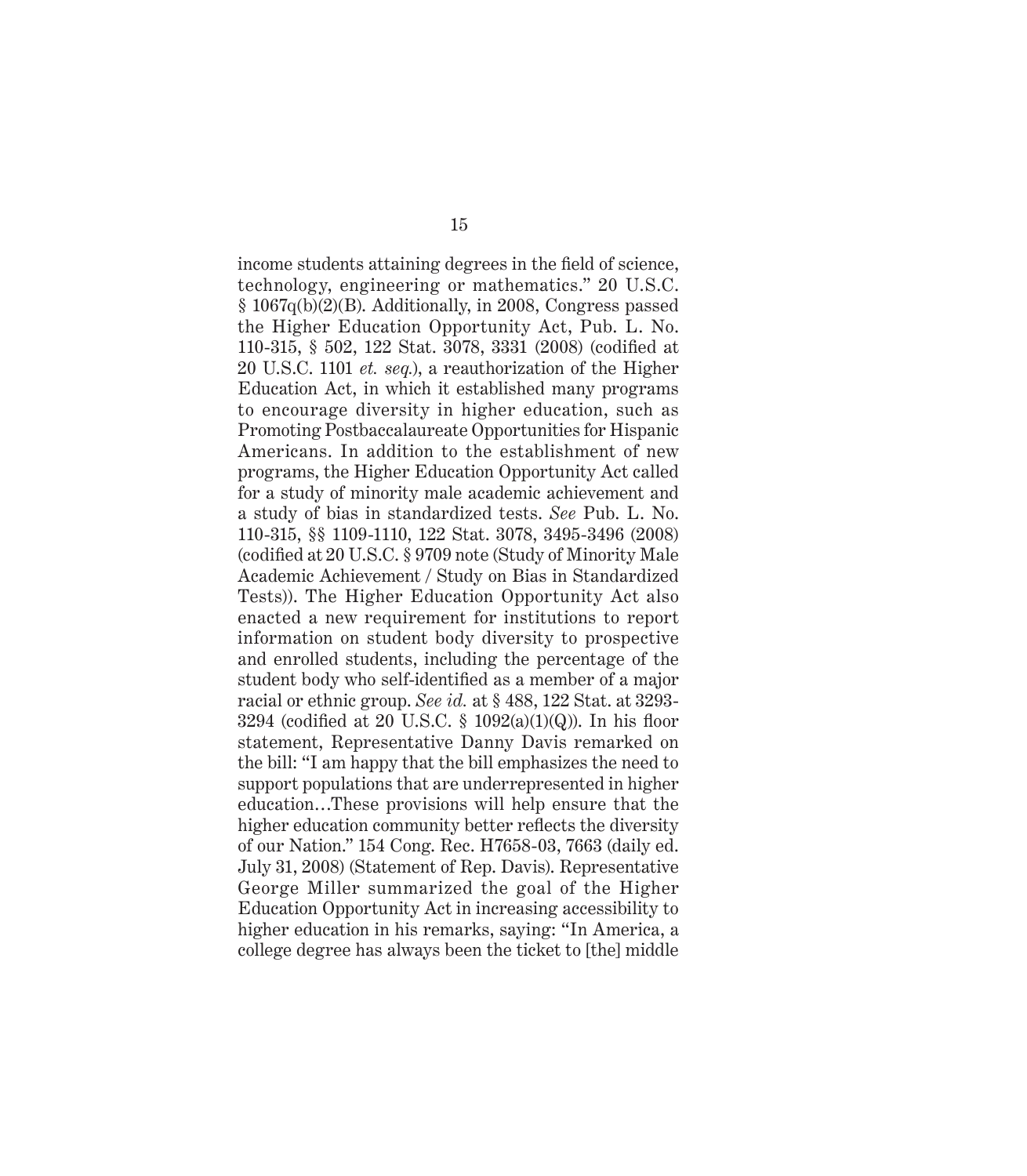income students attaining degrees in the field of science, technology, engineering or mathematics." 20 U.S.C. § 1067q(b)(2)(B). Additionally, in 2008, Congress passed the Higher Education Opportunity Act, Pub. L. No. 110-315, § 502, 122 Stat. 3078, 3331 (2008) (codified at 20 U.S.C. 1101 *et. seq.*), a reauthorization of the Higher Education Act, in which it established many programs to encourage diversity in higher education, such as Promoting Postbaccalaureate Opportunities for Hispanic Americans. In addition to the establishment of new programs, the Higher Education Opportunity Act called for a study of minority male academic achievement and a study of bias in standardized tests. *See* Pub. L. No. 110-315, §§ 1109-1110, 122 Stat. 3078, 3495-3496 (2008) (codified at 20 U.S.C. § 9709 note (Study of Minority Male Academic Achievement / Study on Bias in Standardized Tests)). The Higher Education Opportunity Act also enacted a new requirement for institutions to report information on student body diversity to prospective and enrolled students, including the percentage of the student body who self-identified as a member of a major racial or ethnic group. *See id.* at § 488, 122 Stat. at 3293-3294 (codified at 20 U.S.C. § 1092(a)(1)(Q)). In his floor statement, Representative Danny Davis remarked on the bill: "I am happy that the bill emphasizes the need to support populations that are underrepresented in higher education…These provisions will help ensure that the higher education community better reflects the diversity of our Nation." 154 Cong. Rec. H7658-03, 7663 (daily ed. July 31, 2008) (Statement of Rep. Davis). Representative George Miller summarized the goal of the Higher Education Opportunity Act in increasing accessibility to higher education in his remarks, saying: "In America, a college degree has always been the ticket to [the] middle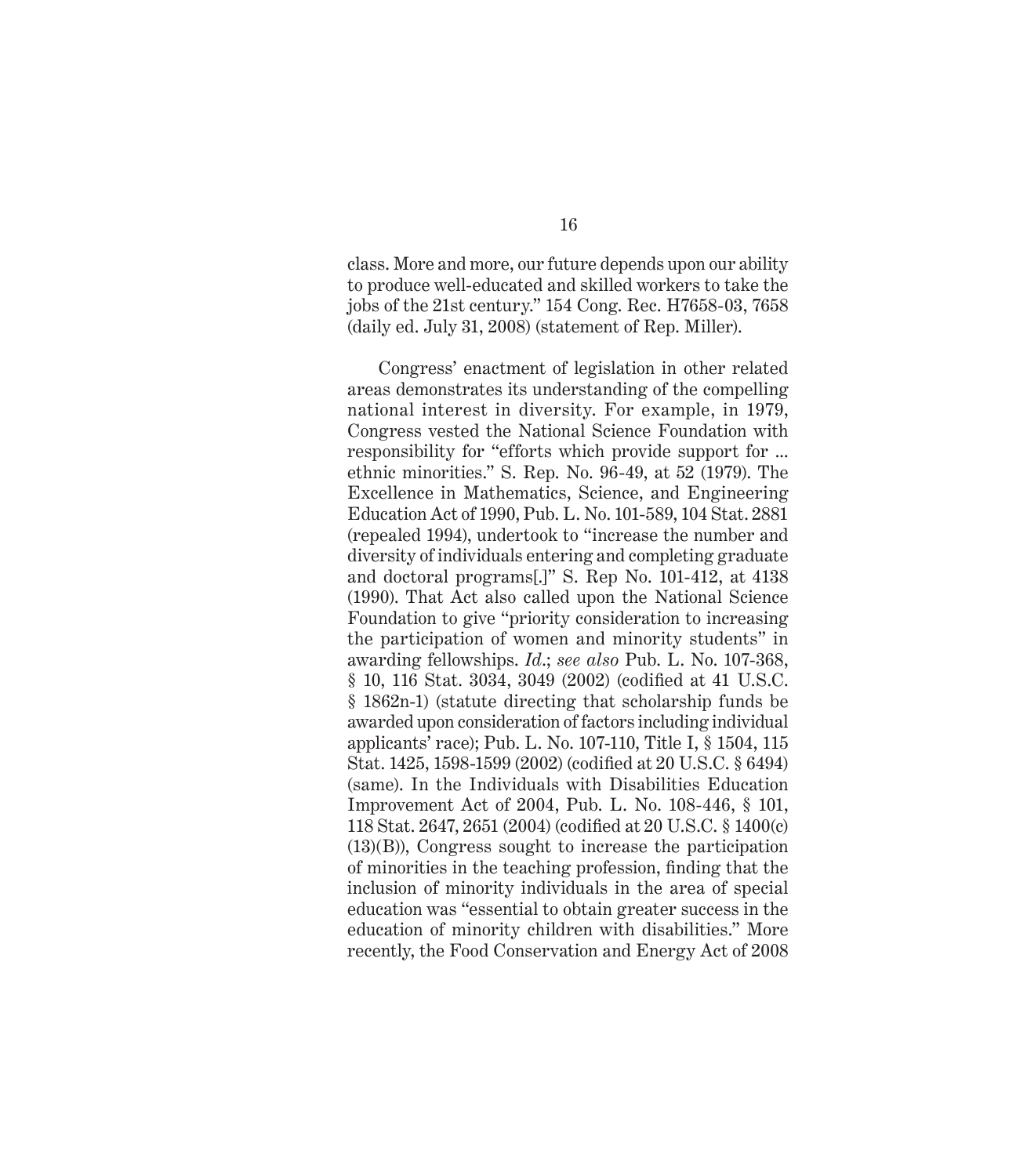class. More and more, our future depends upon our ability to produce well-educated and skilled workers to take the jobs of the 21st century." 154 Cong. Rec. H7658-03, 7658 (daily ed. July 31, 2008) (statement of Rep. Miller).

Congress' enactment of legislation in other related areas demonstrates its understanding of the compelling national interest in diversity. For example, in 1979, Congress vested the National Science Foundation with responsibility for "efforts which provide support for ... ethnic minorities." S. Rep. No. 96-49, at 52 (1979). The Excellence in Mathematics, Science, and Engineering Education Act of 1990, Pub. L. No. 101-589, 104 Stat. 2881 (repealed 1994), undertook to "increase the number and diversity of individuals entering and completing graduate and doctoral programs[.]" S. Rep No. 101-412, at 4138 (1990). That Act also called upon the National Science Foundation to give "priority consideration to increasing the participation of women and minority students" in awarding fellowships. *Id.*; *see also* Pub. L. No. 107-368, § 10, 116 Stat. 3034, 3049 (2002) (codified at 41 U.S.C. § 1862n-1) (statute directing that scholarship funds be awarded upon consideration of factors including individual applicants' race); Pub. L. No. 107-110, Title I, § 1504, 115 Stat. 1425, 1598-1599 (2002) (codified at 20 U.S.C. § 6494) (same). In the Individuals with Disabilities Education Improvement Act of 2004, Pub. L. No. 108-446, § 101, 118 Stat. 2647, 2651 (2004) (codified at 20 U.S.C. § 1400(c)(13)(B)), Congress sought to increase the participation of minorities in the teaching profession, finding that the inclusion of minority individuals in the area of special education was "essential to obtain greater success in the education of minority children with disabilities." More recently, the Food Conservation and Energy Act of 2008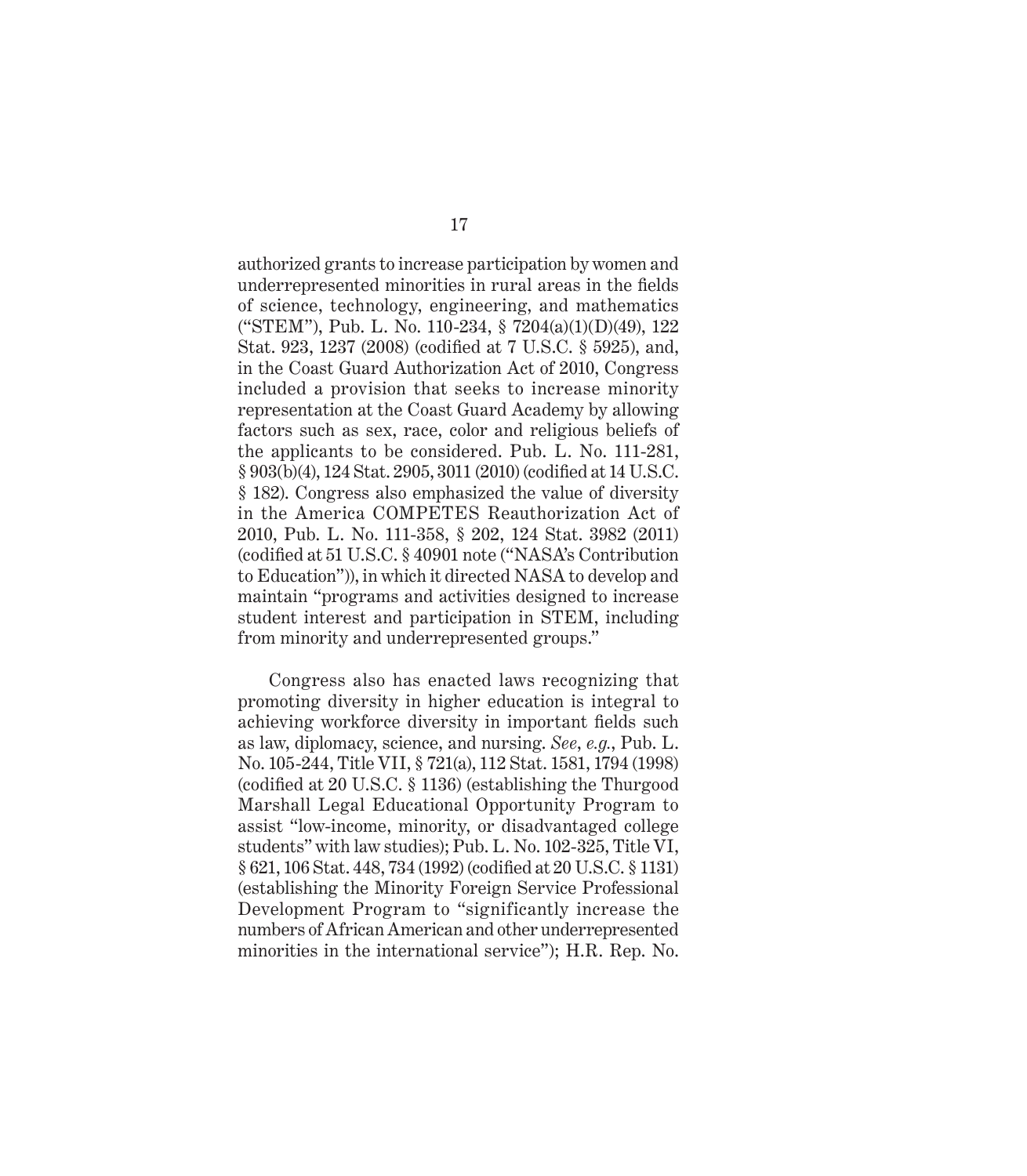authorized grants to increase participation by women and underrepresented minorities in rural areas in the fields of science, technology, engineering, and mathematics ("STEM"), Pub. L. No. 110-234, § 7204(a)(1)(D)(49), 122 Stat. 923, 1237 (2008) (codified at 7 U.S.C. § 5925), and, in the Coast Guard Authorization Act of 2010, Congress included a provision that seeks to increase minority representation at the Coast Guard Academy by allowing factors such as sex, race, color and religious beliefs of the applicants to be considered. Pub. L. No. 111-281, § 903(b)(4), 124 Stat. 2905, 3011 (2010) (codified at 14 U.S.C. § 182). Congress also emphasized the value of diversity in the America COMPETES Reauthorization Act of 2010, Pub. L. No. 111-358, § 202, 124 Stat. 3982 (2011) (codified at 51 U.S.C. § 40901 note ("NASA's Contribution to Education")), in which it directed NASA to develop and maintain "programs and activities designed to increase student interest and participation in STEM, including from minority and underrepresented groups."

Congress also has enacted laws recognizing that promoting diversity in higher education is integral to achieving workforce diversity in important fields such as law, diplomacy, science, and nursing. *See, e.g.*, Pub. L. No. 105-244, Title VII, § 721(a), 112 Stat. 1581, 1794 (1998) (codified at 20 U.S.C. § 1136) (establishing the Thurgood Marshall Legal Educational Opportunity Program to assist "low-income, minority, or disadvantaged college students" with law studies); Pub. L. No. 102-325, Title VI, § 621, 106 Stat. 448, 734 (1992) (codified at 20 U.S.C. § 1131) (establishing the Minority Foreign Service Professional Development Program to "significantly increase the numbers of African American and other underrepresented minorities in the international service"); H.R. Rep. No.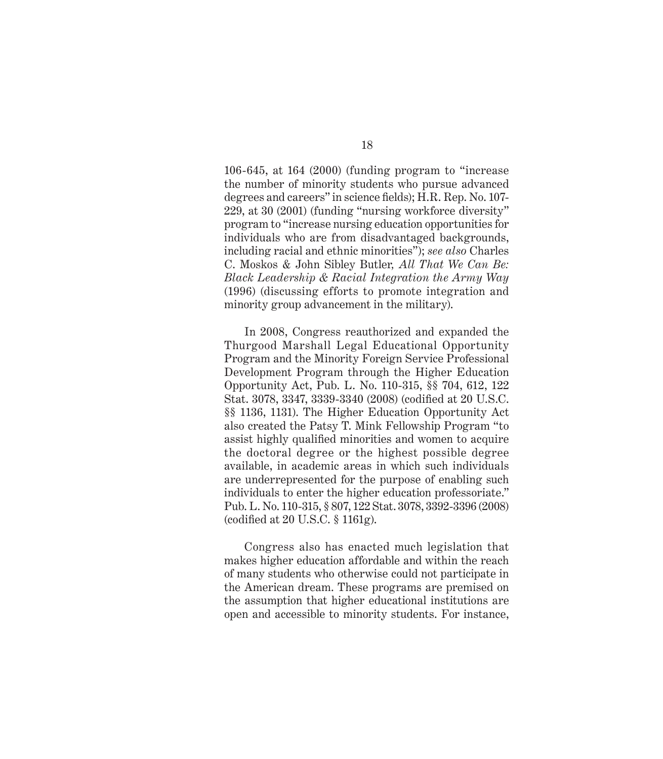106-645, at 164 (2000) (funding program to "increase the number of minority students who pursue advanced degrees and careers" in science fields); H.R. Rep. No. 107-229, at 30 (2001) (funding "nursing workforce diversity" program to "increase nursing education opportunities for individuals who are from disadvantaged backgrounds, including racial and ethnic minorities"); *see also* Charles C. Moskos & John Sibley Butler, *All That We Can Be: Black Leadership & Racial Integration the Army Way* (1996) (discussing efforts to promote integration and minority group advancement in the military).

In 2008, Congress reauthorized and expanded the Thurgood Marshall Legal Educational Opportunity Program and the Minority Foreign Service Professional Development Program through the Higher Education Opportunity Act, Pub. L. No. 110-315, §§ 704, 612, 122 Stat. 3078, 3347, 3339-3340 (2008) (codified at 20 U.S.C. §§ 1136, 1131). The Higher Education Opportunity Act also created the Patsy T. Mink Fellowship Program "to assist highly qualified minorities and women to acquire the doctoral degree or the highest possible degree available, in academic areas in which such individuals are underrepresented for the purpose of enabling such individuals to enter the higher education professoriate." Pub. L. No. 110-315, § 807, 122 Stat. 3078, 3392-3396 (2008) (codified at 20 U.S.C. § 1161g).

Congress also has enacted much legislation that makes higher education affordable and within the reach of many students who otherwise could not participate in the American dream. These programs are premised on the assumption that higher educational institutions are open and accessible to minority students. For instance,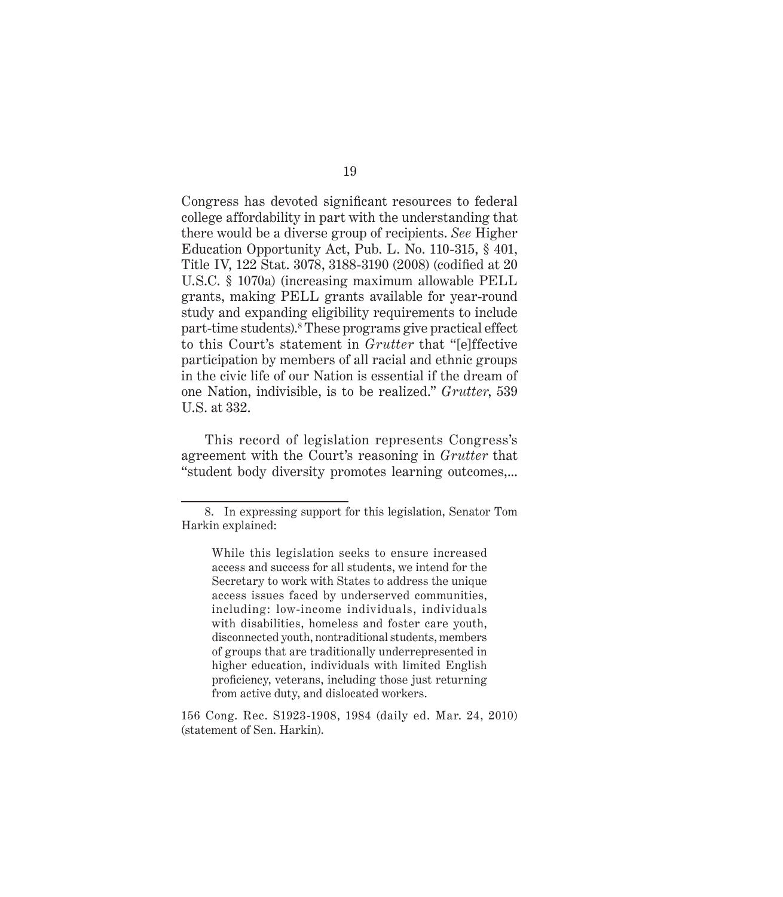Congress has devoted significant resources to federal college affordability in part with the understanding that there would be a diverse group of recipients. *See* Higher Education Opportunity Act, Pub. L. No. 110-315, § 401, Title IV, 122 Stat. 3078, 3188-3190 (2008) (codified at 20 U.S.C. § 1070a) (increasing maximum allowable PELL grants, making PELL grants available for year-round study and expanding eligibility requirements to include part-time students).[8] These programs give practical effect to this Court's statement in *Grutter* that "[e]ffective participation by members of all racial and ethnic groups in the civic life of our Nation is essential if the dream of one Nation, indivisible, is to be realized." *Grutter*, 539 U.S. at 332.

This record of legislation represents Congress's agreement with the Court's reasoning in *Grutter* that "student body diversity promotes learning outcomes,...

---

8. In expressing support for this legislation, Senator Tom Harkin explained:

> While this legislation seeks to ensure increased access and success for all students, we intend for the Secretary to work with States to address the unique access issues faced by underserved communities, including: low-income individuals, individuals with disabilities, homeless and foster care youth, disconnected youth, nontraditional students, members of groups that are traditionally underrepresented in higher education, individuals with limited English proficiency, veterans, including those just returning from active duty, and dislocated workers.

156 Cong. Rec. S1923-1908, 1984 (daily ed. Mar. 24, 2010) (statement of Sen. Harkin).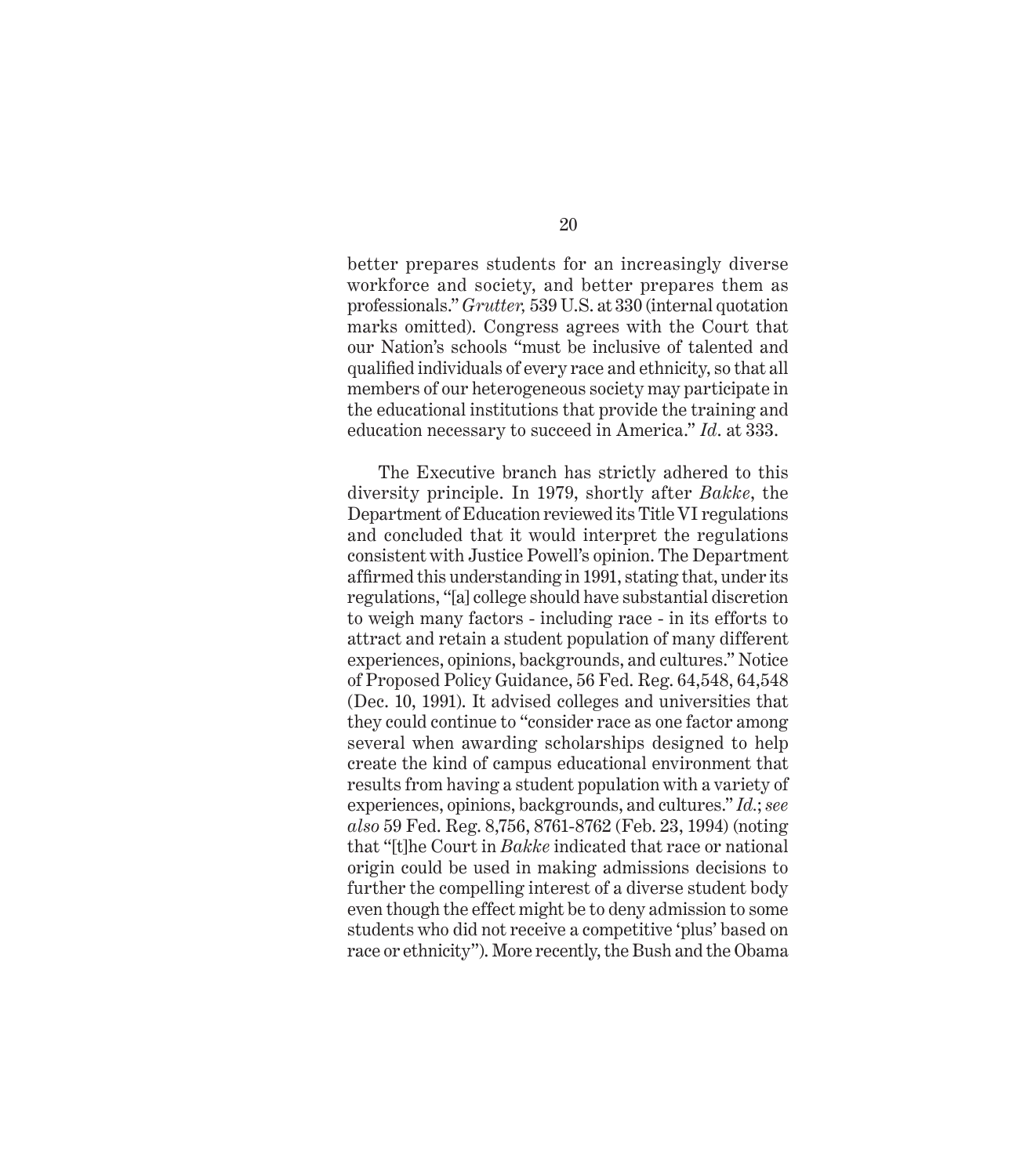better prepares students for an increasingly diverse workforce and society, and better prepares them as professionals." *Grutter,* 539 U.S. at 330 (internal quotation marks omitted). Congress agrees with the Court that our Nation's schools "must be inclusive of talented and qualified individuals of every race and ethnicity, so that all members of our heterogeneous society may participate in the educational institutions that provide the training and education necessary to succeed in America." *Id*. at 333.

The Executive branch has strictly adhered to this diversity principle. In 1979, shortly after *Bakke*, the Department of Education reviewed its Title VI regulations and concluded that it would interpret the regulations consistent with Justice Powell's opinion. The Department affirmed this understanding in 1991, stating that, under its regulations, "[a] college should have substantial discretion to weigh many factors - including race - in its efforts to attract and retain a student population of many different experiences, opinions, backgrounds, and cultures." Notice of Proposed Policy Guidance, 56 Fed. Reg. 64,548, 64,548 (Dec. 10, 1991). It advised colleges and universities that they could continue to "consider race as one factor among several when awarding scholarships designed to help create the kind of campus educational environment that results from having a student population with a variety of experiences, opinions, backgrounds, and cultures." *Id.*; *see also* 59 Fed. Reg. 8,756, 8761-8762 (Feb. 23, 1994) (noting that "[t]he Court in *Bakke* indicated that race or national origin could be used in making admissions decisions to further the compelling interest of a diverse student body even though the effect might be to deny admission to some students who did not receive a competitive 'plus' based on race or ethnicity"). More recently, the Bush and the Obama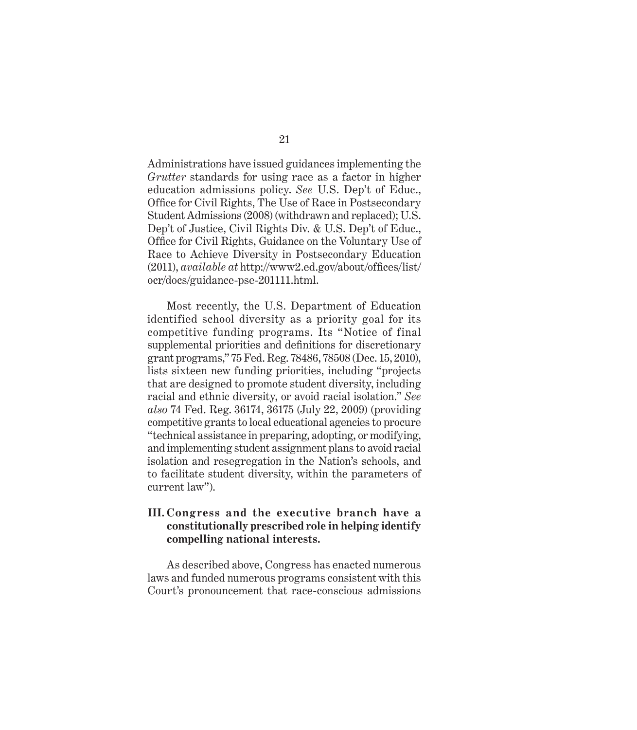Administrations have issued guidances implementing the *Grutter* standards for using race as a factor in higher education admissions policy. *See* U.S. Dep't of Educ., Office for Civil Rights, The Use of Race in Postsecondary Student Admissions (2008) (withdrawn and replaced); U.S. Dep't of Justice, Civil Rights Div. & U.S. Dep't of Educ., Office for Civil Rights, Guidance on the Voluntary Use of Race to Achieve Diversity in Postsecondary Education (2011), *available at* http://www2.ed.gov/about/offices/list/ocr/docs/guidance-pse-201111.html.

Most recently, the U.S. Department of Education identified school diversity as a priority goal for its competitive funding programs. Its "Notice of final supplemental priorities and definitions for discretionary grant programs," 75 Fed. Reg. 78486, 78508 (Dec. 15, 2010), lists sixteen new funding priorities, including "projects that are designed to promote student diversity, including racial and ethnic diversity, or avoid racial isolation." *See also* 74 Fed. Reg. 36174, 36175 (July 22, 2009) (providing competitive grants to local educational agencies to procure "technical assistance in preparing, adopting, or modifying, and implementing student assignment plans to avoid racial isolation and resegregation in the Nation's schools, and to facilitate student diversity, within the parameters of current law").

### III. Congress and the executive branch have a constitutionally prescribed role in helping identify compelling national interests.

As described above, Congress has enacted numerous laws and funded numerous programs consistent with this Court's pronouncement that race-conscious admissions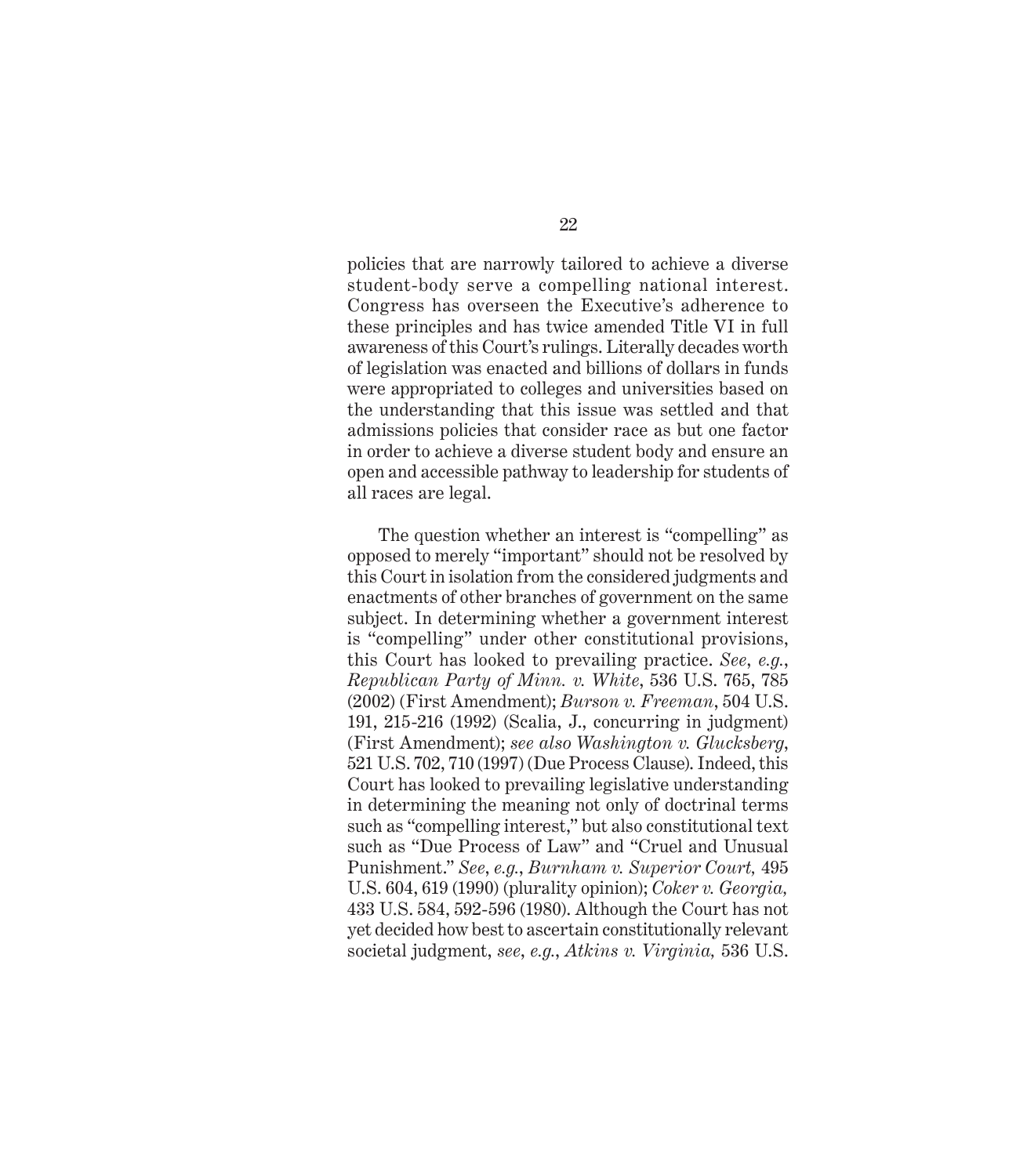policies that are narrowly tailored to achieve a diverse student-body serve a compelling national interest. Congress has overseen the Executive's adherence to these principles and has twice amended Title VI in full awareness of this Court's rulings. Literally decades worth of legislation was enacted and billions of dollars in funds were appropriated to colleges and universities based on the understanding that this issue was settled and that admissions policies that consider race as but one factor in order to achieve a diverse student body and ensure an open and accessible pathway to leadership for students of all races are legal.

The question whether an interest is "compelling" as opposed to merely "important" should not be resolved by this Court in isolation from the considered judgments and enactments of other branches of government on the same subject. In determining whether a government interest is "compelling" under other constitutional provisions, this Court has looked to prevailing practice. *See*, *e.g.*, *Republican Party of Minn. v. White*, 536 U.S. 765, 785 (2002) (First Amendment); *Burson v. Freeman*, 504 U.S. 191, 215-216 (1992) (Scalia, J., concurring in judgment) (First Amendment); *see also Washington v. Glucksberg*, 521 U.S. 702, 710 (1997) (Due Process Clause). Indeed, this Court has looked to prevailing legislative understanding in determining the meaning not only of doctrinal terms such as "compelling interest," but also constitutional text such as "Due Process of Law" and "Cruel and Unusual Punishment." *See*, *e.g.*, *Burnham v. Superior Court,* 495 U.S. 604, 619 (1990) (plurality opinion); *Coker v. Georgia,* 433 U.S. 584, 592-596 (1980). Although the Court has not yet decided how best to ascertain constitutionally relevant societal judgment, *see*, *e.g.*, *Atkins v. Virginia,* 536 U.S.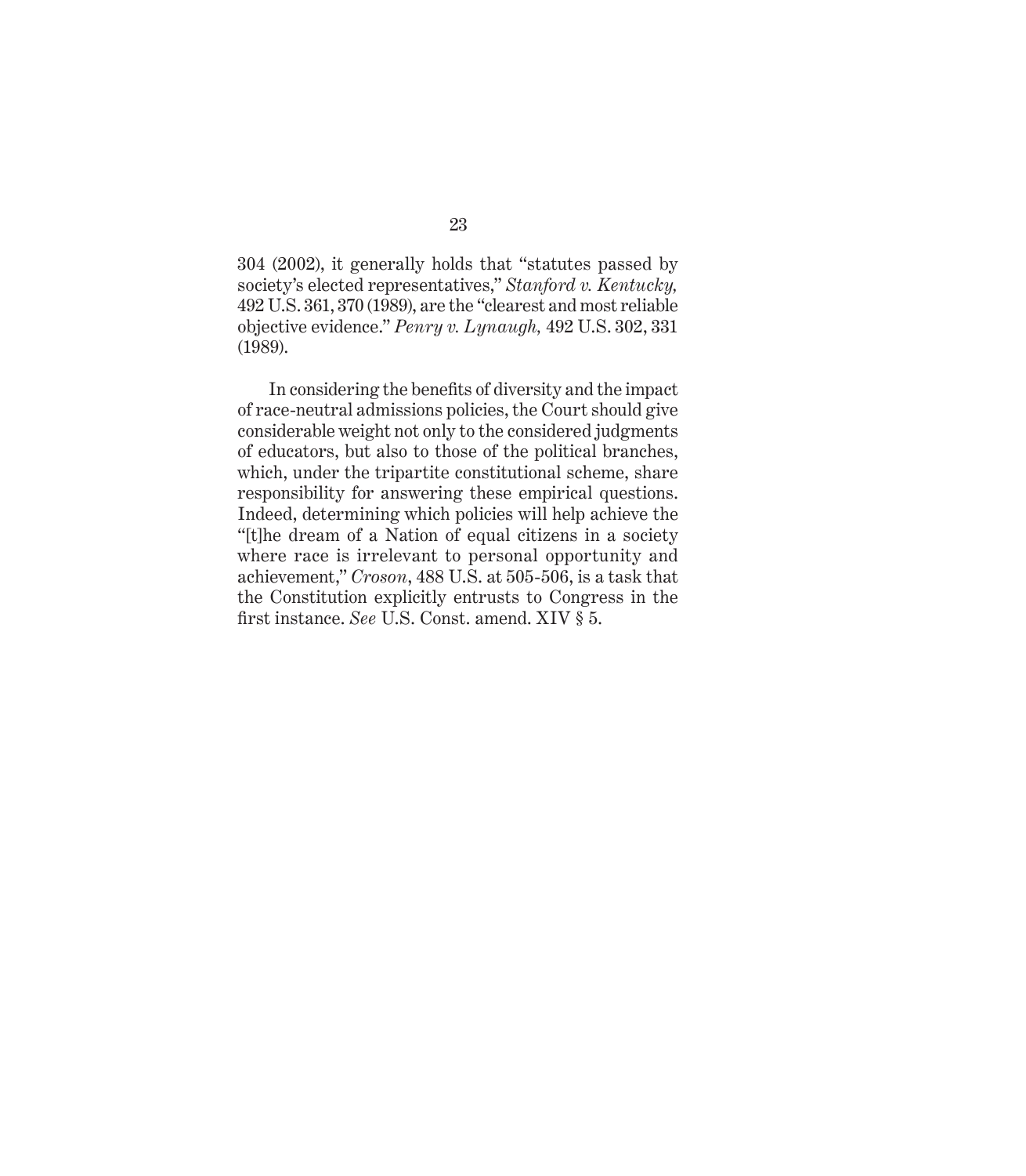304 (2002), it generally holds that "statutes passed by society's elected representatives," *Stanford v. Kentucky,* 492 U.S. 361, 370 (1989), are the "clearest and most reliable objective evidence." *Penry v. Lynaugh,* 492 U.S. 302, 331 (1989).

In considering the benefits of diversity and the impact of race-neutral admissions policies, the Court should give considerable weight not only to the considered judgments of educators, but also to those of the political branches, which, under the tripartite constitutional scheme, share responsibility for answering these empirical questions. Indeed, determining which policies will help achieve the "[t]he dream of a Nation of equal citizens in a society where race is irrelevant to personal opportunity and achievement," *Croson*, 488 U.S. at 505-506, is a task that the Constitution explicitly entrusts to Congress in the first instance. *See* U.S. Const. amend. XIV § 5.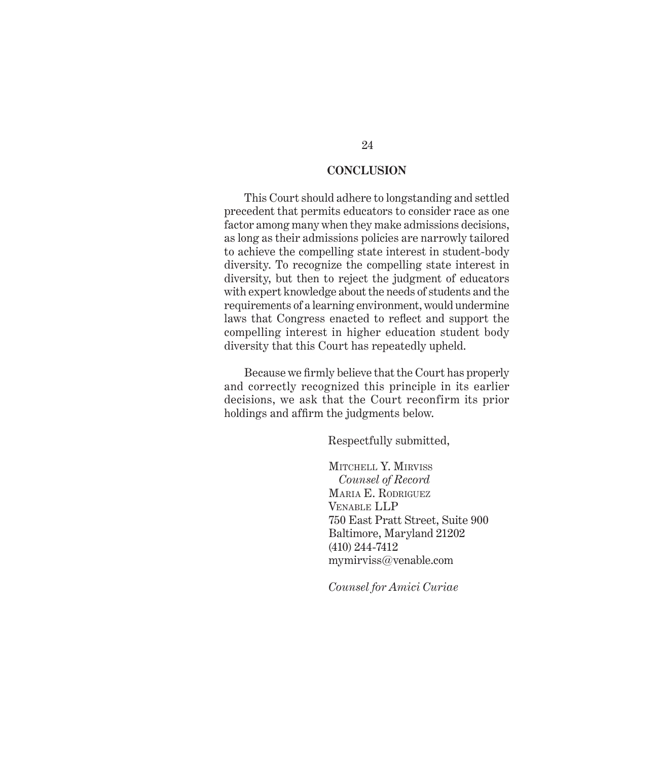## CONCLUSION

This Court should adhere to longstanding and settled precedent that permits educators to consider race as one factor among many when they make admissions decisions, as long as their admissions policies are narrowly tailored to achieve the compelling state interest in student-body diversity. To recognize the compelling state interest in diversity, but then to reject the judgment of educators with expert knowledge about the needs of students and the requirements of a learning environment, would undermine laws that Congress enacted to reflect and support the compelling interest in higher education student body diversity that this Court has repeatedly upheld.

Because we firmly believe that the Court has properly and correctly recognized this principle in its earlier decisions, we ask that the Court reconfirm its prior holdings and affirm the judgments below.

Respectfully submitted,

MITCHELL Y. MIRVISS
*Counsel of Record*
MARIA E. RODRIGUEZ
VENABLE LLP
750 East Pratt Street, Suite 900
Baltimore, Maryland 21202
(410) 244-7412
mymirviss@venable.com

*Counsel for Amici Curiae*